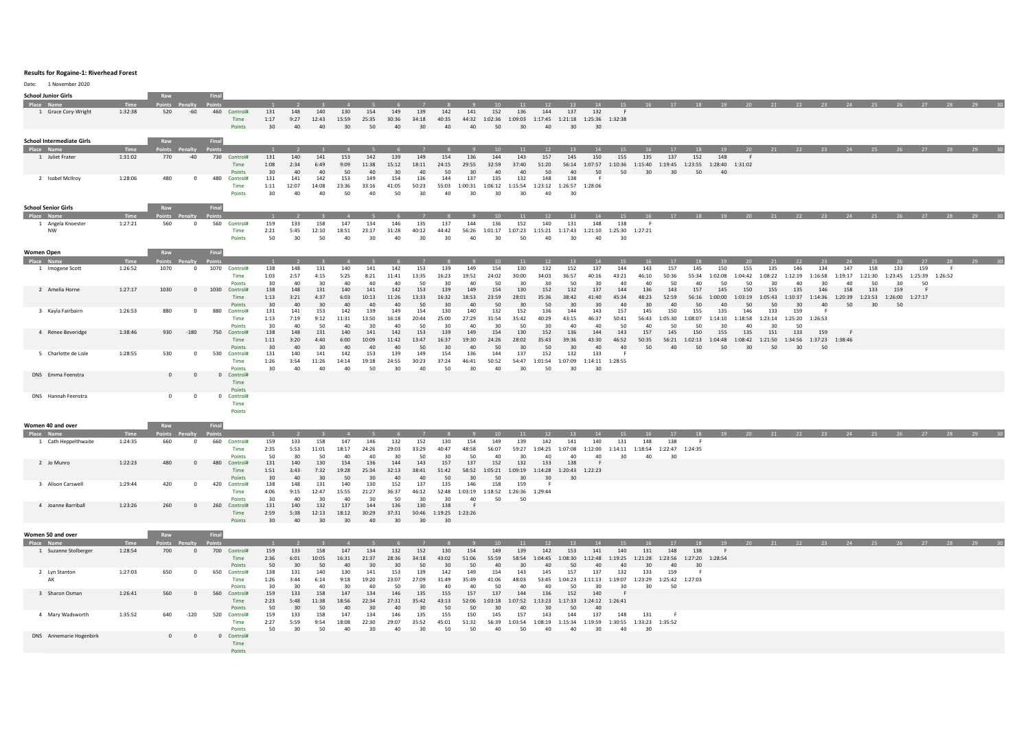**Results for Rogaine-1: Riverhead Forest**

Date: 1 November 2020

### School Junior Girls

| Place | Name | Time | Raw Points | Penalty | Final Points | | 1 | 2 | 3 | 4 | 5 | 6 | 7 | 8 | 9 | 10 | 11 | 12 | 13 | 14 | 15 | 16 | 17 | 18 | 19 | 20 | 21 | 22 | 23 | 24 | 25 | 26 | 27 | 28 | 29 | 30 |
|---|---|---|---|---|---|---|---|---|---|---|---|---|---|---|---|---|---|---|---|---|---|---|---|---|---|---|---|---|---|---|---|---|---|---|---|---|
| 1 | Grace Cory-Wright | 1:32:38 | 520 | -60 | 460 | Control# | 131 | 148 | 140 | 130 | 154 | 149 | 139 | 142 | 141 | 152 | 136 | 144 | 137 | 132 | F | | | | | | | | | | | | | | | |
| | | | | | | Time | 1:17 | 9:27 | 12:43 | 15:59 | 25:35 | 30:36 | 34:18 | 40:35 | 44:32 | 1:02:36 | 1:09:03 | 1:17:45 | 1:21:18 | 1:25:36 | 1:32:38 | | | | | | | | | | | | | | | |
| | | | | | | Points | 30 | 40 | 40 | 30 | 50 | 40 | 30 | 40 | 40 | 50 | 30 | 40 | 30 | 30 | | | | | | | | | | | | | | | | |

### School Intermediate Girls

| Place | Name | Time | Raw Points | Penalty | Final Points | | 1 | 2 | 3 | 4 | 5 | 6 | 7 | 8 | 9 | 10 | 11 | 12 | 13 | 14 | 15 | 16 | 17 | 18 | 19 | 20 | 21 | 22 | 23 | 24 | 25 | 26 | 27 | 28 | 29 | 30 |
|---|---|---|---|---|---|---|---|---|---|---|---|---|---|---|---|---|---|---|---|---|---|---|---|---|---|---|---|---|---|---|---|---|---|---|---|---|
| 1 | Juliet Frater | 1:31:02 | 770 | -40 | 730 | Control# | 131 | 140 | 141 | 153 | 142 | 139 | 149 | 154 | 136 | 144 | 143 | 157 | 145 | 150 | 155 | 135 | 137 | 152 | 148 | F | | | | | | | | | | |
| | | | | | | Time | 1:08 | 2:34 | 6:49 | 9:09 | 11:38 | 15:12 | 18:11 | 24:15 | 29:55 | 32:59 | 37:40 | 51:20 | 56:14 | 1:07:57 | 1:10:36 | 1:15:40 | 1:19:45 | 1:23:55 | 1:28:40 | 1:31:02 | | | | | | | | | | |
| | | | | | | Points | 30 | 40 | 40 | 50 | 40 | 30 | 40 | 50 | 30 | 40 | 40 | 50 | 40 | 50 | 50 | 30 | 30 | 50 | 40 | | | | | | | | | | | |
| 2 | Isobel McIlroy | 1:28:06 | 480 | 0 | 480 | Control# | 131 | 141 | 142 | 153 | 149 | 154 | 136 | 144 | 137 | 135 | 132 | 148 | 138 | F | | | | | | | | | | | | | | | | |
| | | | | | | Time | 1:11 | 12:07 | 14:08 | 23:36 | 33:16 | 41:05 | 50:23 | 55:03 | 1:00:31 | 1:06:12 | 1:15:54 | 1:23:12 | 1:26:57 | 1:28:06 | | | | | | | | | | | | | | | | |
| | | | | | | Points | 30 | 40 | 40 | 50 | 40 | 50 | 30 | 40 | 30 | 30 | 30 | 40 | 30 | | | | | | | | | | | | | | | | | |

### School Senior Girls

| Place | Name | Time | Raw Points | Penalty | Final Points | | 1 | 2 | 3 | 4 | 5 | 6 | 7 | 8 | 9 | 10 | 11 | 12 | 13 | 14 | 15 | 16 | 17 | 18 | 19 | 20 | 21 | 22 | 23 | 24 | 25 | 26 | 27 | 28 | 29 | 30 |
|---|---|---|---|---|---|---|---|---|---|---|---|---|---|---|---|---|---|---|---|---|---|---|---|---|---|---|---|---|---|---|---|---|---|---|---|---|
| 1 | Angela Knoester | 1:27:21 | 560 | 0 | 560 | Control# | 159 | 133 | 158 | 147 | 134 | 146 | 135 | 137 | 144 | 136 | 152 | 140 | 131 | 148 | 138 | F | | | | | | | | | | | | | | |
| | NW | | | | | Time | 2:21 | 5:45 | 12:10 | 18:51 | 23:17 | 31:28 | 40:12 | 44:42 | 56:26 | 1:01:17 | 1:07:23 | 1:15:21 | 1:17:43 | 1:21:10 | 1:25:30 | 1:27:21 | | | | | | | | | | | | | | |
| | | | | | | Points | 50 | 30 | 50 | 40 | 30 | 40 | 30 | 30 | 40 | 30 | 50 | 40 | 30 | 40 | 30 | | | | | | | | | | | | | | | |

### Women Open

| Place | Name | Time | Raw Points | Penalty | Final Points | | 1 | 2 | 3 | 4 | 5 | 6 | 7 | 8 | 9 | 10 | 11 | 12 | 13 | 14 | 15 | 16 | 17 | 18 | 19 | 20 | 21 | 22 | 23 | 24 | 25 | 26 | 27 | 28 | 29 | 30 |
|---|---|---|---|---|---|---|---|---|---|---|---|---|---|---|---|---|---|---|---|---|---|---|---|---|---|---|---|---|---|---|---|---|---|---|---|---|
| 1 | Imogene Scott | 1:26:52 | 1070 | 0 | 1070 | Control# | 138 | 148 | 131 | 140 | 141 | 142 | 153 | 139 | 149 | 154 | 130 | 132 | 152 | 137 | 144 | 143 | 157 | 145 | 150 | 155 | 135 | 146 | 134 | 147 | 158 | 133 | 159 | F | | |
| | | | | | | Time | 1:03 | 2:57 | 4:15 | 5:25 | 8:21 | 11:41 | 13:35 | 16:23 | 19:52 | 24:02 | 30:00 | 34:03 | 36:57 | 40:16 | 43:21 | 46:10 | 50:36 | 55:34 | 1:02:08 | 1:04:42 | 1:08:22 | 1:12:19 | 1:16:58 | 1:19:17 | 1:21:30 | 1:23:45 | 1:25:39 | 1:26:52 | | |
| | | | | | | Points | 30 | 40 | 30 | 40 | 40 | 40 | 50 | 30 | 40 | 50 | 30 | 30 | 50 | 30 | 40 | 40 | 50 | 40 | 50 | 50 | 30 | 40 | 30 | 40 | 50 | 30 | 50 | | | |
| 2 | Amelia Horne | 1:27:17 | 1030 | 0 | 1030 | Control# | 138 | 148 | 131 | 140 | 141 | 142 | 153 | 139 | 149 | 154 | 130 | 152 | 132 | 137 | 144 | 136 | 143 | 157 | 145 | 150 | 155 | 135 | 146 | 158 | 133 | 159 | F | | | |
| | | | | | | Time | 1:13 | 3:21 | 4:37 | 6:03 | 10:13 | 11:26 | 13:33 | 16:32 | 18:53 | 23:59 | 28:01 | 35:36 | 38:42 | 41:40 | 45:34 | 48:23 | 52:59 | 56:16 | 1:00:00 | 1:03:19 | 1:05:43 | 1:10:37 | 1:14:36 | 1:20:39 | 1:23:53 | 1:26:00 | 1:27:17 | | | |
| | | | | | | Points | 30 | 40 | 30 | 40 | 40 | 40 | 50 | 30 | 40 | 50 | 30 | 50 | 30 | 30 | 40 | 30 | 40 | 50 | 40 | 50 | 50 | 30 | 40 | 50 | 30 | 50 | | | | |
| 3 | Kayla Fairbairn | 1:26:53 | 880 | 0 | 880 | Control# | 131 | 141 | 153 | 142 | 139 | 149 | 154 | 130 | 140 | 132 | 152 | 136 | 144 | 143 | 157 | 145 | 150 | 155 | 135 | 146 | 133 | 159 | F | | | | | | | |
| | | | | | | Time | 1:13 | 7:19 | 9:12 | 11:31 | 13:50 | 16:18 | 20:44 | 25:00 | 27:29 | 31:54 | 35:42 | 40:29 | 43:15 | 46:37 | 50:41 | 56:43 | 1:05:30 | 1:08:07 | 1:14:10 | 1:18:58 | 1:23:14 | 1:25:20 | 1:26:53 | | | | | | | |
| | | | | | | Points | 30 | 40 | 50 | 40 | 30 | 40 | 50 | 30 | 40 | 30 | 50 | 30 | 40 | 40 | 50 | 40 | 50 | 50 | 30 | 40 | 30 | 50 | | | | | | | | |
| 4 | Renee Beveridge | 1:38:46 | 930 | -180 | 750 | Control# | 138 | 148 | 131 | 140 | 141 | 142 | 153 | 139 | 149 | 154 | 130 | 152 | 136 | 144 | 143 | 157 | 145 | 150 | 155 | 135 | 151 | 133 | 159 | F | | | | | | |
| | | | | | | Time | 1:11 | 3:20 | 4:40 | 6:00 | 10:09 | 11:42 | 13:47 | 16:37 | 19:30 | 24:26 | 28:02 | 35:43 | 39:36 | 43:30 | 46:52 | 50:35 | 56:21 | 1:02:13 | 1:04:48 | 1:08:42 | 1:21:50 | 1:34:56 | 1:37:23 | 1:38:46 | | | | | | |
| | | | | | | Points | 30 | 40 | 30 | 40 | 40 | 40 | 50 | 30 | 40 | 50 | 30 | 50 | 30 | 40 | 40 | 50 | 40 | 50 | 50 | 30 | 50 | 30 | 50 | | | | | | | |
| 5 | Charlotte de Lisle | 1:28:55 | 530 | 0 | 530 | Control# | 131 | 140 | 141 | 142 | 153 | 139 | 149 | 154 | 136 | 144 | 137 | 152 | 132 | 133 | F | | | | | | | | | | | | | | | |
| | | | | | | Time | 1:26 | 3:54 | 11:26 | 14:14 | 19:18 | 24:55 | 30:23 | 37:24 | 46:41 | 50:52 | 54:47 | 1:01:54 | 1:07:09 | 1:14:11 | 1:28:55 | | | | | | | | | | | | | | | |
| | | | | | | Points | 30 | 40 | 40 | 40 | 50 | 30 | 40 | 50 | 30 | 40 | 30 | 50 | 30 | 30 | | | | | | | | | | | | | | | | |
| DNS | Emma Feenstra | | 0 | 0 | 0 | Control# | | | | | | | | | | | | | | | | | | | | | | | | | | | | | | |
| | | | | | | Time | | | | | | | | | | | | | | | | | | | | | | | | | | | | | | |
| | | | | | | Points | | | | | | | | | | | | | | | | | | | | | | | | | | | | | | |
| DNS | Hannah Feenstra | | 0 | 0 | 0 | Control# | | | | | | | | | | | | | | | | | | | | | | | | | | | | | | |
| | | | | | | Time | | | | | | | | | | | | | | | | | | | | | | | | | | | | | | |
| | | | | | | Points | | | | | | | | | | | | | | | | | | | | | | | | | | | | | | |

### Women 40 and over

| Place | Name | Time | Raw Points | Penalty | Final Points | | 1 | 2 | 3 | 4 | 5 | 6 | 7 | 8 | 9 | 10 | 11 | 12 | 13 | 14 | 15 | 16 | 17 | 18 | 19 | 20 | 21 | 22 | 23 | 24 | 25 | 26 | 27 | 28 | 29 | 30 |
|---|---|---|---|---|---|---|---|---|---|---|---|---|---|---|---|---|---|---|---|---|---|---|---|---|---|---|---|---|---|---|---|---|---|---|---|---|
| 1 | Cath Heppelthwaite | 1:24:35 | 660 | 0 | 660 | Control# | 159 | 133 | 158 | 147 | 146 | 132 | 152 | 130 | 154 | 149 | 139 | 142 | 141 | 140 | 131 | 148 | 138 | F | | | | | | | | | | | | |
| | | | | | | Time | 2:35 | 5:53 | 11:01 | 18:17 | 24:26 | 29:03 | 33:29 | 40:47 | 48:58 | 56:07 | 59:27 | 1:04:25 | 1:07:08 | 1:12:00 | 1:14:11 | 1:18:54 | 1:22:47 | 1:24:35 | | | | | | | | | | | | |
| | | | | | | Points | 50 | 30 | 50 | 40 | 40 | 30 | 50 | 30 | 50 | 40 | 30 | 40 | 40 | 40 | 30 | 40 | 30 | | | | | | | | | | | | | |
| 2 | Jo Munro | 1:22:23 | 480 | 0 | 480 | Control# | 131 | 140 | 130 | 154 | 136 | 144 | 143 | 157 | 137 | 152 | 132 | 133 | 138 | F | | | | | | | | | | | | | | | | |
| | | | | | | Time | 1:51 | 3:43 | 7:32 | 19:28 | 25:34 | 32:13 | 38:41 | 51:42 | 58:52 | 1:05:21 | 1:09:19 | 1:14:28 | 1:20:43 | 1:22:23 | | | | | | | | | | | | | | | | |
| | | | | | | Points | 30 | 40 | 30 | 50 | 30 | 40 | 40 | 50 | 30 | 50 | 30 | 30 | 30 | | | | | | | | | | | | | | | | | |
| 3 | Alison Carswell | 1:29:44 | 420 | 0 | 420 | Control# | 138 | 148 | 131 | 140 | 130 | 152 | 137 | 135 | 146 | 158 | 159 | F | | | | | | | | | | | | | | | | | | |
| | | | | | | Time | 4:06 | 9:15 | 12:47 | 15:55 | 21:27 | 36:37 | 46:12 | 52:48 | 1:03:19 | 1:18:52 | 1:26:36 | 1:29:44 | | | | | | | | | | | | | | | | | | |
| | | | | | | Points | 30 | 40 | 30 | 40 | 30 | 50 | 30 | 30 | 40 | 50 | 50 | | | | | | | | | | | | | | | | | | | |
| 4 | Joanne Barriball | 1:23:26 | 260 | 0 | 260 | Control# | 131 | 140 | 132 | 137 | 144 | 136 | 130 | 138 | F | | | | | | | | | | | | | | | | | | | | | |
| | | | | | | Time | 2:59 | 5:38 | 12:13 | 18:12 | 30:29 | 37:31 | 50:46 | 1:19:25 | 1:23:26 | | | | | | | | | | | | | | | | | | | | | |
| | | | | | | Points | 30 | 40 | 30 | 30 | 40 | 30 | 30 | 30 | | | | | | | | | | | | | | | | | | | | | | |

### Women 50 and over

| Place | Name | Time | Raw Points | Penalty | Final Points | | 1 | 2 | 3 | 4 | 5 | 6 | 7 | 8 | 9 | 10 | 11 | 12 | 13 | 14 | 15 | 16 | 17 | 18 | 19 | 20 | 21 | 22 | 23 | 24 | 25 | 26 | 27 | 28 | 29 | 30 |
|---|---|---|---|---|---|---|---|---|---|---|---|---|---|---|---|---|---|---|---|---|---|---|---|---|---|---|---|---|---|---|---|---|---|---|---|---|
| 1 | Suzanne Stolberger | 1:28:54 | 700 | 0 | 700 | Control# | 159 | 133 | 158 | 147 | 134 | 132 | 152 | 130 | 154 | 149 | 139 | 142 | 153 | 141 | 140 | 131 | 148 | 138 | F | | | | | | | | | | | |
| | | | | | | Time | 2:36 | 6:01 | 10:05 | 16:31 | 21:37 | 28:36 | 34:18 | 43:02 | 51:06 | 55:59 | 58:54 | 1:04:45 | 1:08:30 | 1:12:48 | 1:19:25 | 1:21:28 | 1:23:56 | 1:27:20 | 1:28:54 | | | | | | | | | | | |
| | | | | | | Points | 50 | 30 | 50 | 40 | 30 | 30 | 50 | 30 | 50 | 40 | 30 | 40 | 50 | 40 | 40 | 30 | 40 | 30 | | | | | | | | | | | | |
| 2 | Lyn Stanton | 1:27:03 | 650 | 0 | 650 | Control# | 138 | 131 | 140 | 130 | 141 | 153 | 139 | 142 | 149 | 154 | 143 | 145 | 157 | 137 | 132 | 133 | 159 | F | | | | | | | | | | | | |
| | AK | | | | | Time | 1:26 | 3:44 | 6:14 | 9:18 | 19:20 | 23:07 | 27:09 | 31:49 | 35:49 | 41:06 | 48:03 | 53:45 | 1:04:23 | 1:11:13 | 1:19:07 | 1:23:29 | 1:25:42 | 1:27:03 | | | | | | | | | | | | |
| | | | | | | Points | 30 | 30 | 40 | 30 | 40 | 50 | 30 | 40 | 40 | 50 | 40 | 40 | 50 | 30 | 30 | 30 | 50 | | | | | | | | | | | | | |
| 3 | Sharon Osman | 1:26:41 | 560 | 0 | 560 | Control# | 159 | 133 | 158 | 147 | 134 | 146 | 135 | 155 | 157 | 137 | 144 | 136 | 152 | 140 | F | | | | | | | | | | | | | | | |
| | | | | | | Time | 2:23 | 5:48 | 11:38 | 18:56 | 22:34 | 27:31 | 35:42 | 43:13 | 52:06 | 1:03:18 | 1:07:52 | 1:13:23 | 1:17:33 | 1:24:12 | 1:26:41 | | | | | | | | | | | | | | | |
| | | | | | | Points | 50 | 30 | 50 | 40 | 30 | 40 | 30 | 50 | 50 | 30 | 40 | 30 | 50 | 40 | | | | | | | | | | | | | | | | |
| 4 | Mary Wadsworth | 1:35:52 | 640 | -120 | 520 | Control# | 159 | 133 | 158 | 147 | 134 | 146 | 135 | 155 | 150 | 145 | 157 | 143 | 144 | 137 | 148 | 131 | F | | | | | | | | | | | | | |
| | | | | | | Time | 2:27 | 5:59 | 9:54 | 18:08 | 22:30 | 29:07 | 35:52 | 45:01 | 51:32 | 56:39 | 1:03:54 | 1:08:19 | 1:15:34 | 1:19:59 | 1:30:55 | 1:33:23 | 1:35:52 | | | | | | | | | | | | | |
| | | | | | | Points | 50 | 30 | 50 | 40 | 30 | 40 | 30 | 50 | 50 | 40 | 50 | 40 | 40 | 30 | 40 | 30 | | | | | | | | | | | | | | |
| DNS | Annemarie Hogenbirk | | 0 | 0 | 0 | Control# | | | | | | | | | | | | | | | | | | | | | | | | | | | | | | |
| | | | | | | Time | | | | | | | | | | | | | | | | | | | | | | | | | | | | | | |
| | | | | | | Points | | | | | | | | | | | | | | | | | | | | | | | | | | | | | | |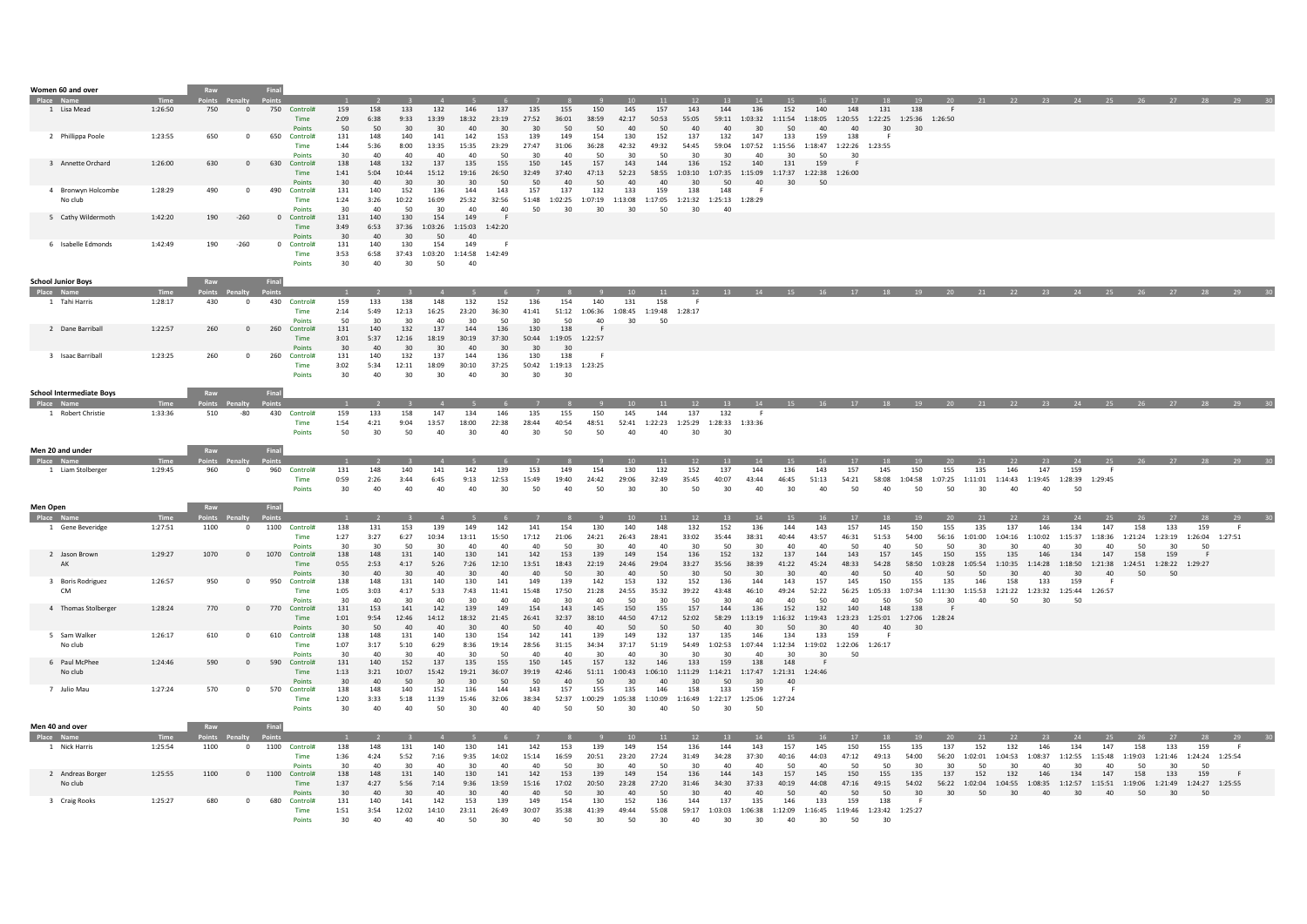## Women 60 and over

| Place | Name | Time | Raw Points | Penalty | Final Points | | 1 | 2 | 3 | 4 | 5 | 6 | 7 | 8 | 9 | 10 | 11 | 12 | 13 | 14 | 15 | 16 | 17 | 18 | 19 | 20 | 21 | 22 | 23 | 24 | 25 | 26 | 27 | 28 | 29 | 30 |
|---|---|---|---|---|---|---|---|---|---|---|---|---|---|---|---|---|---|---|---|---|---|---|---|---|---|---|---|---|---|---|---|---|---|---|---|---|
| 1 | Lisa Mead | 1:26:50 | 750 | 0 | 750 | Control# | 159 | 158 | 133 | 132 | 146 | 137 | 135 | 155 | 150 | 145 | 157 | 143 | 144 | 136 | 152 | 140 | 148 | 131 | 138 | F |
| | | | | | | Time | 2:09 | 6:38 | 9:33 | 13:39 | 18:32 | 23:19 | 27:52 | 36:01 | 38:59 | 42:17 | 50:53 | 55:05 | 59:11 | 1:03:32 | 1:11:54 | 1:18:05 | 1:20:55 | 1:22:25 | 1:25:36 | 1:26:50 |
| | | | | | | Points | 50 | 50 | 30 | 30 | 40 | 30 | 30 | 50 | 50 | 40 | 50 | 40 | 40 | 30 | 50 | 40 | 40 | 30 | 30 | |
| 2 | Phillippa Poole | 1:23:55 | 650 | 0 | 650 | Control# | 131 | 148 | 140 | 141 | 142 | 153 | 139 | 149 | 154 | 130 | 152 | 137 | 132 | 147 | 133 | 159 | 138 | F |
| | | | | | | Time | 1:44 | 5:36 | 8:00 | 13:35 | 15:35 | 23:29 | 27:47 | 31:06 | 36:28 | 42:32 | 49:32 | 54:45 | 59:04 | 1:07:52 | 1:15:56 | 1:18:47 | 1:22:26 | 1:23:55 |
| | | | | | | Points | 30 | 40 | 40 | 40 | 40 | 50 | 30 | 40 | 50 | 30 | 50 | 30 | 30 | 40 | 30 | 50 | 30 | |
| 3 | Annette Orchard | 1:26:00 | 630 | 0 | 630 | Control# | 138 | 148 | 132 | 137 | 135 | 155 | 150 | 145 | 157 | 143 | 144 | 136 | 152 | 140 | 131 | 159 | F |
| | | | | | | Time | 1:41 | 5:04 | 10:44 | 15:12 | 19:16 | 26:50 | 32:49 | 37:40 | 47:13 | 52:23 | 58:55 | 1:03:10 | 1:07:35 | 1:15:09 | 1:17:37 | 1:22:38 | 1:26:00 |
| | | | | | | Points | 30 | 40 | 30 | 30 | 30 | 50 | 50 | 40 | 50 | 40 | 40 | 30 | 50 | 40 | 30 | 50 | |
| 4 | Bronwyn Holcombe | 1:28:29 | 490 | 0 | 490 | Control# | 131 | 140 | 152 | 136 | 144 | 143 | 157 | 137 | 132 | 133 | 159 | 138 | 148 | F |
| | No club | | | | | Time | 1:24 | 3:26 | 10:22 | 16:09 | 25:32 | 32:56 | 51:48 | 1:02:25 | 1:07:19 | 1:13:08 | 1:17:05 | 1:21:32 | 1:25:13 | 1:28:29 |
| | | | | | | Points | 30 | 40 | 50 | 30 | 40 | 40 | 50 | 30 | 30 | 30 | 50 | 30 | 40 | |
| 5 | Cathy Wildermoth | 1:42:20 | 190 | -260 | 0 | Control# | 131 | 140 | 130 | 154 | 149 | F |
| | | | | | | Time | 3:49 | 6:53 | 37:36 | 1:03:26 | 1:15:03 | 1:42:20 |
| | | | | | | Points | 30 | 40 | 30 | 50 | 40 | |
| 6 | Isabelle Edmonds | 1:42:49 | 190 | -260 | 0 | Control# | 131 | 140 | 130 | 154 | 149 | F |
| | | | | | | Time | 3:53 | 6:58 | 37:43 | 1:03:20 | 1:14:58 | 1:42:49 |
| | | | | | | Points | 30 | 40 | 30 | 50 | 40 | |

## School Junior Boys

| Place | Name | Time | Raw Points | Penalty | Final Points | | 1 | 2 | 3 | 4 | 5 | 6 | 7 | 8 | 9 | 10 | 11 | 12 | 13 | 14 | 15 | 16 | 17 | 18 | 19 | 20 | 21 | 22 | 23 | 24 | 25 | 26 | 27 | 28 | 29 | 30 |
|---|---|---|---|---|---|---|---|---|---|---|---|---|---|---|---|---|---|---|---|---|---|---|---|---|---|---|---|---|---|---|---|---|---|---|---|---|
| 1 | Tahi Harris | 1:28:17 | 430 | 0 | 430 | Control# | 159 | 133 | 138 | 148 | 132 | 152 | 136 | 154 | 140 | 131 | 158 | F |
| | | | | | | Time | 2:14 | 5:49 | 12:13 | 16:25 | 23:20 | 36:30 | 41:41 | 51:12 | 1:06:36 | 1:08:45 | 1:19:48 | 1:28:17 |
| | | | | | | Points | 50 | 30 | 30 | 40 | 30 | 50 | 30 | 50 | 40 | 30 | 50 | |
| 2 | Dane Barriball | 1:22:57 | 260 | 0 | 260 | Control# | 131 | 140 | 132 | 137 | 144 | 136 | 130 | 138 | F |
| | | | | | | Time | 3:01 | 5:37 | 12:16 | 18:19 | 30:19 | 37:30 | 50:44 | 1:19:05 | 1:22:57 |
| | | | | | | Points | 30 | 40 | 30 | 30 | 40 | 30 | 30 | 30 | |
| 3 | Isaac Barriball | 1:23:25 | 260 | 0 | 260 | Control# | 131 | 140 | 132 | 137 | 144 | 136 | 130 | 138 | F |
| | | | | | | Time | 3:02 | 5:34 | 12:11 | 18:09 | 30:10 | 37:25 | 50:42 | 1:19:13 | 1:23:25 |
| | | | | | | Points | 30 | 40 | 30 | 30 | 40 | 30 | 30 | 30 | |

## School Intermediate Boys

| Place | Name | Time | Raw Points | Penalty | Final Points | | 1 | 2 | 3 | 4 | 5 | 6 | 7 | 8 | 9 | 10 | 11 | 12 | 13 | 14 | 15 | 16 | 17 | 18 | 19 | 20 | 21 | 22 | 23 | 24 | 25 | 26 | 27 | 28 | 29 | 30 |
|---|---|---|---|---|---|---|---|---|---|---|---|---|---|---|---|---|---|---|---|---|---|---|---|---|---|---|---|---|---|---|---|---|---|---|---|---|
| 1 | Robert Christie | 1:33:36 | 510 | -80 | 430 | Control# | 159 | 133 | 158 | 147 | 134 | 146 | 135 | 155 | 150 | 145 | 144 | 137 | 132 | F |
| | | | | | | Time | 1:54 | 4:21 | 9:04 | 13:57 | 18:00 | 22:38 | 28:44 | 40:54 | 48:51 | 52:41 | 1:22:23 | 1:25:29 | 1:28:33 | 1:33:36 |
| | | | | | | Points | 50 | 30 | 50 | 40 | 30 | 40 | 30 | 50 | 50 | 40 | 40 | 30 | 30 | |

## Men 20 and under

| Place | Name | Time | Raw Points | Penalty | Final Points | | 1 | 2 | 3 | 4 | 5 | 6 | 7 | 8 | 9 | 10 | 11 | 12 | 13 | 14 | 15 | 16 | 17 | 18 | 19 | 20 | 21 | 22 | 23 | 24 | 25 | 26 | 27 | 28 | 29 | 30 |
|---|---|---|---|---|---|---|---|---|---|---|---|---|---|---|---|---|---|---|---|---|---|---|---|---|---|---|---|---|---|---|---|---|---|---|---|---|
| 1 | Liam Stolberger | 1:29:45 | 960 | 0 | 960 | Control# | 131 | 148 | 140 | 141 | 142 | 139 | 153 | 149 | 154 | 130 | 132 | 152 | 137 | 144 | 136 | 143 | 157 | 145 | 150 | 155 | 135 | 146 | 147 | 159 | F |
| | | | | | | Time | 0:59 | 2:26 | 3:44 | 6:45 | 9:13 | 12:53 | 15:49 | 19:40 | 24:42 | 29:06 | 32:49 | 35:45 | 40:07 | 43:44 | 46:45 | 51:13 | 54:21 | 58:08 | 1:04:58 | 1:07:25 | 1:11:01 | 1:14:43 | 1:19:45 | 1:28:39 | 1:29:45 |
| | | | | | | Points | 30 | 40 | 40 | 40 | 40 | 30 | 50 | 40 | 50 | 30 | 30 | 50 | 30 | 40 | 30 | 40 | 50 | 40 | 50 | 50 | 30 | 40 | 40 | 50 | |

## Men Open

| Place | Name | Time | Raw Points | Penalty | Final Points | | 1 | 2 | 3 | 4 | 5 | 6 | 7 | 8 | 9 | 10 | 11 | 12 | 13 | 14 | 15 | 16 | 17 | 18 | 19 | 20 | 21 | 22 | 23 | 24 | 25 | 26 | 27 | 28 | 29 | 30 |
|---|---|---|---|---|---|---|---|---|---|---|---|---|---|---|---|---|---|---|---|---|---|---|---|---|---|---|---|---|---|---|---|---|---|---|---|---|
| 1 | Gene Beveridge | 1:27:51 | 1100 | 0 | 1100 | Control# | 138 | 131 | 153 | 139 | 149 | 142 | 141 | 154 | 130 | 140 | 148 | 132 | 152 | 136 | 144 | 143 | 157 | 145 | 150 | 155 | 135 | 137 | 146 | 134 | 147 | 158 | 133 | 159 | F |
| | | | | | | Time | 1:27 | 3:27 | 6:27 | 10:34 | 13:11 | 15:50 | 17:12 | 21:06 | 24:21 | 26:43 | 28:41 | 33:02 | 35:44 | 38:31 | 40:44 | 43:57 | 46:31 | 51:53 | 54:00 | 56:16 | 1:01:00 | 1:04:16 | 1:10:02 | 1:15:37 | 1:18:36 | 1:21:24 | 1:23:19 | 1:26:04 | 1:27:51 |
| | | | | | | Points | 30 | 30 | 50 | 30 | 40 | 40 | 40 | 50 | 30 | 40 | 40 | 30 | 50 | 30 | 40 | 40 | 50 | 40 | 50 | 50 | 30 | 30 | 40 | 30 | 40 | 50 | 30 | 50 | |
| 2 | Jason Brown | 1:29:27 | 1070 | 0 | 1070 | Control# | 138 | 148 | 131 | 140 | 130 | 141 | 142 | 153 | 139 | 149 | 154 | 136 | 152 | 132 | 137 | 144 | 143 | 157 | 145 | 150 | 155 | 135 | 146 | 134 | 147 | 158 | 159 | F |
| | AK | | | | | Time | 0:55 | 2:53 | 4:17 | 5:26 | 7:26 | 12:10 | 13:51 | 18:43 | 22:19 | 24:46 | 29:04 | 33:27 | 35:56 | 38:39 | 41:22 | 45:24 | 48:33 | 54:28 | 58:50 | 1:03:28 | 1:05:54 | 1:10:35 | 1:14:28 | 1:18:50 | 1:21:38 | 1:24:51 | 1:28:22 | 1:29:27 |
| | | | | | | Points | 30 | 40 | 30 | 40 | 30 | 40 | 40 | 50 | 30 | 40 | 50 | 30 | 50 | 30 | 30 | 40 | 40 | 50 | 40 | 50 | 50 | 30 | 40 | 30 | 40 | 50 | 50 | |
| 3 | Boris Rodriguez | 1:26:57 | 950 | 0 | 950 | Control# | 138 | 148 | 131 | 140 | 130 | 141 | 149 | 139 | 142 | 153 | 132 | 152 | 136 | 144 | 143 | 157 | 145 | 150 | 155 | 135 | 146 | 158 | 133 | 159 | F |
| | CM | | | | | Time | 1:05 | 3:03 | 4:17 | 5:33 | 7:43 | 11:41 | 15:48 | 17:50 | 21:28 | 24:55 | 35:32 | 39:22 | 43:48 | 46:10 | 49:24 | 52:22 | 56:25 | 1:05:33 | 1:07:34 | 1:11:30 | 1:15:53 | 1:21:22 | 1:23:32 | 1:25:44 | 1:26:57 |
| | | | | | | Points | 30 | 40 | 30 | 40 | 30 | 40 | 40 | 30 | 40 | 50 | 30 | 50 | 30 | 40 | 40 | 50 | 40 | 50 | 50 | 30 | 40 | 50 | 30 | 50 | |
| 4 | Thomas Stolberger | 1:28:24 | 770 | 0 | 770 | Control# | 131 | 153 | 141 | 142 | 139 | 149 | 154 | 143 | 145 | 150 | 155 | 157 | 144 | 136 | 152 | 132 | 140 | 148 | 138 | F |
| | | | | | | Time | 1:01 | 9:54 | 12:46 | 14:12 | 18:32 | 21:45 | 26:41 | 32:37 | 38:10 | 44:50 | 47:12 | 52:02 | 58:29 | 1:13:19 | 1:16:32 | 1:19:43 | 1:23:23 | 1:25:01 | 1:27:06 | 1:28:24 |
| | | | | | | Points | 30 | 50 | 40 | 40 | 30 | 40 | 50 | 40 | 40 | 50 | 50 | 50 | 40 | 30 | 50 | 30 | 40 | 40 | 30 | |
| 5 | Sam Walker | 1:26:17 | 610 | 0 | 610 | Control# | 138 | 148 | 131 | 140 | 130 | 154 | 142 | 141 | 139 | 149 | 132 | 137 | 135 | 146 | 134 | 133 | 159 | F |
| | No club | | | | | Time | 1:07 | 3:17 | 5:10 | 6:29 | 8:36 | 19:14 | 28:56 | 31:15 | 34:34 | 37:17 | 51:19 | 54:49 | 1:02:53 | 1:07:44 | 1:12:34 | 1:19:02 | 1:22:06 | 1:26:17 |
| | | | | | | Points | 30 | 40 | 30 | 40 | 30 | 50 | 40 | 40 | 30 | 40 | 30 | 30 | 30 | 40 | 30 | 30 | 50 | |
| 6 | Paul McPhee | 1:24:46 | 590 | 0 | 590 | Control# | 131 | 140 | 152 | 137 | 135 | 155 | 150 | 145 | 157 | 132 | 146 | 133 | 159 | 138 | 148 | F |
| | No club | | | | | Time | 1:13 | 3:21 | 10:07 | 15:42 | 19:21 | 36:07 | 39:19 | 42:46 | 51:11 | 1:00:43 | 1:06:10 | 1:11:29 | 1:14:21 | 1:17:47 | 1:21:31 | 1:24:46 |
| | | | | | | Points | 30 | 40 | 50 | 30 | 30 | 50 | 50 | 40 | 50 | 30 | 40 | 30 | 50 | 30 | 40 | |
| 7 | Julio Mau | 1:27:24 | 570 | 0 | 570 | Control# | 138 | 148 | 140 | 152 | 136 | 144 | 143 | 157 | 155 | 135 | 146 | 158 | 133 | 159 | F |
| | | | | | | Time | 1:20 | 3:33 | 5:18 | 11:39 | 15:46 | 32:06 | 38:34 | 52:37 | 1:00:29 | 1:05:38 | 1:10:09 | 1:16:49 | 1:22:17 | 1:25:06 | 1:27:24 |
| | | | | | | Points | 30 | 40 | 40 | 50 | 30 | 40 | 40 | 50 | 50 | 30 | 40 | 50 | 30 | 50 | |

## Men 40 and over

| Place | Name | Time | Raw Points | Penalty | Final Points | | 1 | 2 | 3 | 4 | 5 | 6 | 7 | 8 | 9 | 10 | 11 | 12 | 13 | 14 | 15 | 16 | 17 | 18 | 19 | 20 | 21 | 22 | 23 | 24 | 25 | 26 | 27 | 28 | 29 | 30 |
|---|---|---|---|---|---|---|---|---|---|---|---|---|---|---|---|---|---|---|---|---|---|---|---|---|---|---|---|---|---|---|---|---|---|---|---|---|
| 1 | Nick Harris | 1:25:54 | 1100 | 0 | 1100 | Control# | 138 | 148 | 131 | 140 | 130 | 141 | 142 | 153 | 139 | 149 | 154 | 136 | 144 | 143 | 157 | 145 | 150 | 155 | 135 | 137 | 152 | 132 | 146 | 134 | 147 | 158 | 133 | 159 | F |
| | | | | | | Time | 1:36 | 4:24 | 5:52 | 7:16 | 9:35 | 14:02 | 15:14 | 16:59 | 20:51 | 23:20 | 27:24 | 31:49 | 34:28 | 37:30 | 40:16 | 44:03 | 47:12 | 49:13 | 54:00 | 56:20 | 1:02:01 | 1:04:53 | 1:08:37 | 1:12:55 | 1:15:48 | 1:19:03 | 1:21:46 | 1:24:24 | 1:25:54 |
| | | | | | | Points | 30 | 40 | 30 | 40 | 30 | 40 | 40 | 50 | 30 | 40 | 50 | 30 | 40 | 40 | 50 | 40 | 50 | 50 | 30 | 30 | 50 | 30 | 40 | 30 | 40 | 50 | 30 | 50 | |
| 2 | Andreas Borger | 1:25:55 | 1100 | 0 | 1100 | Control# | 138 | 148 | 131 | 140 | 130 | 141 | 142 | 153 | 139 | 149 | 154 | 136 | 144 | 143 | 157 | 145 | 150 | 155 | 135 | 137 | 152 | 132 | 146 | 134 | 147 | 158 | 133 | 159 | F |
| | No club | | | | | Time | 1:37 | 4:27 | 5:56 | 7:14 | 9:36 | 13:59 | 15:16 | 17:02 | 20:50 | 23:28 | 27:20 | 31:46 | 34:30 | 37:33 | 40:19 | 44:08 | 47:16 | 49:15 | 54:02 | 56:22 | 1:02:04 | 1:04:55 | 1:08:35 | 1:12:57 | 1:15:51 | 1:19:06 | 1:21:49 | 1:24:27 | 1:25:55 |
| | | | | | | Points | 30 | 40 | 30 | 40 | 30 | 40 | 40 | 50 | 30 | 40 | 50 | 30 | 40 | 40 | 50 | 40 | 50 | 50 | 30 | 30 | 50 | 30 | 40 | 30 | 40 | 50 | 30 | 50 | |
| 3 | Craig Rooks | 1:25:27 | 680 | 0 | 680 | Control# | 131 | 140 | 141 | 142 | 153 | 139 | 149 | 154 | 130 | 152 | 136 | 144 | 137 | 135 | 146 | 133 | 159 | 138 | F |
| | | | | | | Time | 1:51 | 3:54 | 12:02 | 14:10 | 23:11 | 26:49 | 30:07 | 35:38 | 41:39 | 49:44 | 55:08 | 59:17 | 1:03:03 | 1:06:38 | 1:12:09 | 1:16:45 | 1:19:46 | 1:23:42 | 1:25:27 |
| | | | | | | Points | 30 | 40 | 40 | 40 | 50 | 30 | 40 | 50 | 30 | 50 | 30 | 40 | 30 | 30 | 40 | 30 | 50 | 30 | |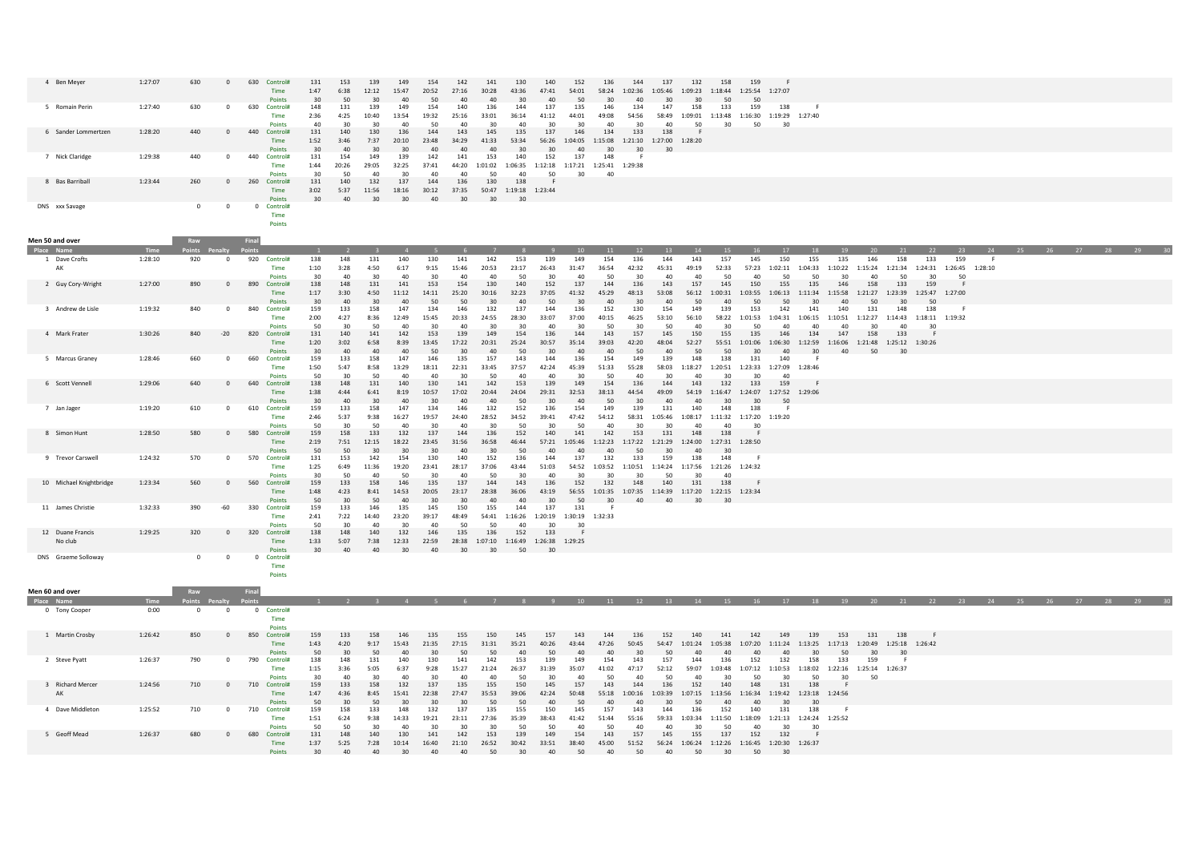| Place | Name | Time | Raw Points | Penalty | Final Points | | 1 | 2 | 3 | 4 | 5 | 6 | 7 | 8 | 9 | 10 | 11 | 12 | 13 | 14 | 15 | 16 | 17 | 18 | 19 | 20 | 21 | 22 | 23 | 24 | 25 | 26 | 27 | 28 | 29 | 30 |
|---|---|---|---|---|---|---|---|---|---|---|---|---|---|---|---|---|---|---|---|---|---|---|---|---|---|---|---|---|---|---|---|---|---|---|---|---|
| 4 | Ben Meyer | 1:27:07 | 630 | 0 | 630 | Control# | 131 | 153 | 139 | 149 | 154 | 142 | 141 | 130 | 140 | 152 | 136 | 144 | 137 | 132 | 158 | 159 | F |
| | | | | | | Time | 1:47 | 6:38 | 12:12 | 15:47 | 20:52 | 27:16 | 30:28 | 43:36 | 47:41 | 54:01 | 58:24 | 1:02:36 | 1:05:46 | 1:09:23 | 1:18:44 | 1:25:54 | 1:27:07 |
| | | | | | | Points | 30 | 50 | 30 | 40 | 50 | 40 | 40 | 30 | 40 | 50 | 30 | 40 | 30 | 30 | 50 | 50 |
| 5 | Romain Perin | 1:27:40 | 630 | 0 | 630 | Control# | 148 | 131 | 139 | 149 | 154 | 140 | 136 | 144 | 137 | 135 | 146 | 134 | 147 | 158 | 133 | 159 | 138 | F |
| | | | | | | Time | 2:36 | 4:25 | 10:40 | 13:54 | 19:32 | 25:16 | 33:01 | 36:14 | 41:12 | 44:01 | 49:08 | 54:56 | 58:49 | 1:09:01 | 1:13:48 | 1:16:30 | 1:19:29 | 1:27:40 |
| | | | | | | Points | 40 | 30 | 30 | 40 | 50 | 40 | 30 | 40 | 30 | 30 | 40 | 30 | 40 | 50 | 30 | 50 | 30 |
| 6 | Sander Lommertzen | 1:28:20 | 440 | 0 | 440 | Control# | 131 | 140 | 130 | 136 | 144 | 143 | 145 | 135 | 137 | 146 | 134 | 133 | 138 | F |
| | | | | | | Time | 1:52 | 3:46 | 7:37 | 20:10 | 23:48 | 34:29 | 41:33 | 53:34 | 56:26 | 1:04:05 | 1:15:08 | 1:21:10 | 1:27:00 | 1:28:20 |
| | | | | | | Points | 30 | 40 | 30 | 30 | 40 | 40 | 40 | 30 | 30 | 40 | 30 | 30 | 30 |
| 7 | Nick Claridge | 1:29:38 | 440 | 0 | 440 | Control# | 131 | 154 | 149 | 139 | 142 | 141 | 153 | 140 | 152 | 137 | 148 | F |
| | | | | | | Time | 1:44 | 20:26 | 29:05 | 32:25 | 37:41 | 44:20 | 1:01:02 | 1:06:35 | 1:12:18 | 1:17:21 | 1:25:41 | 1:29:38 |
| | | | | | | Points | 30 | 50 | 40 | 30 | 40 | 40 | 50 | 40 | 50 | 30 | 40 |
| 8 | Bas Barriball | 1:23:44 | 260 | 0 | 260 | Control# | 131 | 140 | 132 | 137 | 144 | 136 | 130 | 138 | F |
| | | | | | | Time | 3:02 | 5:37 | 11:56 | 18:16 | 30:12 | 37:35 | 50:47 | 1:19:18 | 1:23:44 |
| | | | | | | Points | 30 | 40 | 30 | 30 | 40 | 30 | 30 | 30 |
| DNS | xxx Savage | | 0 | 0 | 0 | Control# |
| | | | | | | Time |
| | | | | | | Points |

## Men 50 and over

| Place | Name | Time | Raw Points | Penalty | Final Points | | 1 | 2 | 3 | 4 | 5 | 6 | 7 | 8 | 9 | 10 | 11 | 12 | 13 | 14 | 15 | 16 | 17 | 18 | 19 | 20 | 21 | 22 | 23 | 24 | 25 | 26 | 27 | 28 | 29 | 30 |
|---|---|---|---|---|---|---|---|---|---|---|---|---|---|---|---|---|---|---|---|---|---|---|---|---|---|---|---|---|---|---|---|---|---|---|---|---|
| 1 | Dave Crofts | 1:28:10 | 920 | 0 | 920 | Control# | 138 | 148 | 131 | 140 | 130 | 141 | 142 | 153 | 139 | 149 | 154 | 136 | 144 | 143 | 157 | 145 | 150 | 155 | 135 | 146 | 158 | 133 | 159 | F |
| | AK | | | | | Time | 1:10 | 3:28 | 4:50 | 6:17 | 9:15 | 15:46 | 20:53 | 23:17 | 26:43 | 31:47 | 36:54 | 42:32 | 45:31 | 49:19 | 52:33 | 57:23 | 1:02:11 | 1:04:33 | 1:10:22 | 1:15:24 | 1:21:34 | 1:24:31 | 1:26:45 | 1:28:10 |
| | | | | | | Points | 30 | 40 | 30 | 40 | 30 | 40 | 40 | 50 | 30 | 40 | 50 | 30 | 40 | 40 | 50 | 40 | 50 | 50 | 30 | 40 | 50 | 30 | 50 |
| 2 | Guy Cory-Wright | 1:27:00 | 890 | 0 | 890 | Control# | 138 | 148 | 131 | 141 | 153 | 154 | 130 | 140 | 152 | 137 | 144 | 136 | 143 | 157 | 145 | 150 | 155 | 135 | 146 | 158 | 133 | 159 | F |
| | | | | | | Time | 1:17 | 3:30 | 4:50 | 11:12 | 14:11 | 25:20 | 30:16 | 32:23 | 37:05 | 41:32 | 45:29 | 48:13 | 53:08 | 56:12 | 1:00:31 | 1:03:55 | 1:06:13 | 1:11:34 | 1:15:58 | 1:21:27 | 1:23:39 | 1:25:47 | 1:27:00 |
| | | | | | | Points | 30 | 40 | 30 | 40 | 50 | 50 | 30 | 40 | 50 | 30 | 40 | 30 | 40 | 50 | 40 | 50 | 50 | 30 | 40 | 50 | 30 | 50 |
| 3 | Andrew de Lisle | 1:19:32 | 840 | 0 | 840 | Control# | 159 | 133 | 158 | 147 | 134 | 146 | 132 | 137 | 144 | 136 | 152 | 130 | 154 | 149 | 139 | 153 | 142 | 141 | 140 | 131 | 148 | 138 | F |
| | | | | | | Time | 2:00 | 4:27 | 8:36 | 12:49 | 15:45 | 20:33 | 24:55 | 28:30 | 33:07 | 37:00 | 40:15 | 46:25 | 53:10 | 56:10 | 58:22 | 1:01:53 | 1:04:31 | 1:06:15 | 1:10:51 | 1:12:27 | 1:14:43 | 1:18:11 | 1:19:32 |
| | | | | | | Points | 50 | 30 | 50 | 40 | 30 | 40 | 30 | 30 | 40 | 30 | 50 | 30 | 50 | 40 | 30 | 50 | 40 | 40 | 40 | 30 | 40 | 30 |
| 4 | Mark Frater | 1:30:26 | 840 | -20 | 820 | Control# | 131 | 140 | 141 | 142 | 153 | 139 | 149 | 154 | 136 | 144 | 143 | 157 | 145 | 150 | 155 | 135 | 146 | 134 | 147 | 158 | 133 | F |
| | | | | | | Time | 1:20 | 3:02 | 6:58 | 8:39 | 13:45 | 17:22 | 20:31 | 25:24 | 30:57 | 35:14 | 39:03 | 42:20 | 48:04 | 52:27 | 55:51 | 1:01:06 | 1:06:30 | 1:12:59 | 1:16:06 | 1:21:48 | 1:25:12 | 1:30:26 |
| | | | | | | Points | 30 | 40 | 40 | 40 | 50 | 30 | 40 | 50 | 30 | 40 | 40 | 50 | 40 | 50 | 50 | 30 | 40 | 30 | 40 | 50 | 30 |
| 5 | Marcus Graney | 1:28:46 | 660 | 0 | 660 | Control# | 159 | 133 | 158 | 147 | 146 | 135 | 157 | 143 | 144 | 136 | 154 | 149 | 139 | 148 | 138 | 131 | 140 | F |
| | | | | | | Time | 1:50 | 5:47 | 8:58 | 13:29 | 18:11 | 22:31 | 33:45 | 37:57 | 42:24 | 45:39 | 51:33 | 55:28 | 58:03 | 1:18:27 | 1:20:51 | 1:23:33 | 1:27:09 | 1:28:46 |
| | | | | | | Points | 50 | 30 | 50 | 40 | 40 | 30 | 50 | 40 | 40 | 30 | 50 | 40 | 30 | 40 | 30 | 30 | 40 |
| 6 | Scott Vennell | 1:29:06 | 640 | 0 | 640 | Control# | 138 | 148 | 131 | 140 | 130 | 141 | 142 | 153 | 139 | 149 | 154 | 136 | 144 | 143 | 132 | 133 | 159 | F |
| | | | | | | Time | 1:38 | 4:44 | 6:41 | 8:19 | 10:57 | 17:02 | 20:44 | 24:04 | 29:31 | 32:53 | 38:13 | 44:54 | 49:09 | 54:19 | 1:16:47 | 1:24:07 | 1:27:52 | 1:29:06 |
| | | | | | | Points | 30 | 40 | 30 | 40 | 30 | 40 | 40 | 50 | 30 | 40 | 50 | 30 | 40 | 40 | 30 | 30 | 50 |
| 7 | Jan Jager | 1:19:20 | 610 | 0 | 610 | Control# | 159 | 133 | 158 | 147 | 134 | 146 | 132 | 152 | 136 | 154 | 149 | 139 | 131 | 140 | 148 | 138 | F |
| | | | | | | Time | 2:46 | 5:37 | 9:38 | 16:27 | 19:57 | 24:40 | 28:52 | 34:52 | 39:41 | 47:42 | 54:12 | 58:31 | 1:05:46 | 1:08:17 | 1:11:32 | 1:17:20 | 1:19:20 |
| | | | | | | Points | 50 | 30 | 50 | 40 | 30 | 40 | 30 | 50 | 30 | 50 | 40 | 30 | 30 | 40 | 40 | 30 |
| 8 | Simon Hunt | 1:28:50 | 580 | 0 | 580 | Control# | 159 | 158 | 133 | 132 | 137 | 144 | 136 | 152 | 140 | 141 | 142 | 153 | 131 | 148 | 138 | F |
| | | | | | | Time | 2:19 | 7:51 | 12:15 | 18:22 | 23:45 | 31:56 | 36:58 | 46:44 | 57:21 | 1:05:46 | 1:12:23 | 1:17:22 | 1:21:29 | 1:24:00 | 1:27:31 | 1:28:50 |
| | | | | | | Points | 50 | 50 | 30 | 30 | 30 | 40 | 30 | 50 | 40 | 40 | 40 | 50 | 30 | 40 | 30 |
| 9 | Trevor Carswell | 1:24:32 | 570 | 0 | 570 | Control# | 131 | 153 | 142 | 154 | 130 | 140 | 152 | 136 | 144 | 137 | 132 | 133 | 159 | 138 | 148 | F |
| | | | | | | Time | 1:25 | 6:49 | 11:36 | 19:20 | 23:41 | 28:17 | 37:06 | 43:44 | 51:03 | 54:52 | 1:03:52 | 1:10:51 | 1:14:24 | 1:17:56 | 1:21:26 | 1:24:32 |
| | | | | | | Points | 30 | 50 | 40 | 50 | 30 | 40 | 50 | 30 | 40 | 30 | 30 | 30 | 50 | 30 | 40 |
| 10 | Michael Knightbridge | 1:23:34 | 560 | 0 | 560 | Control# | 159 | 133 | 158 | 146 | 135 | 137 | 144 | 143 | 136 | 152 | 132 | 148 | 140 | 131 | 138 | F |
| | | | | | | Time | 1:48 | 4:23 | 8:41 | 14:53 | 20:05 | 23:17 | 28:38 | 36:06 | 43:19 | 56:55 | 1:01:35 | 1:07:35 | 1:14:39 | 1:17:20 | 1:22:15 | 1:23:34 |
| | | | | | | Points | 50 | 30 | 50 | 40 | 30 | 30 | 40 | 40 | 30 | 50 | 30 | 40 | 40 | 30 | 30 |
| 11 | James Christie | 1:32:33 | 390 | -60 | 330 | Control# | 159 | 133 | 146 | 135 | 145 | 150 | 155 | 144 | 137 | 131 | F |
| | | | | | | Time | 2:41 | 7:22 | 14:40 | 23:20 | 39:17 | 48:49 | 54:41 | 1:16:26 | 1:20:19 | 1:30:19 | 1:32:33 |
| | | | | | | Points | 50 | 30 | 40 | 30 | 40 | 50 | 50 | 40 | 30 | 30 |
| 12 | Duane Francis | 1:29:25 | 320 | 0 | 320 | Control# | 138 | 148 | 140 | 132 | 146 | 135 | 136 | 152 | 133 | F |
| | No club | | | | | Time | 1:33 | 5:07 | 7:38 | 12:33 | 22:59 | 28:38 | 1:07:10 | 1:16:49 | 1:26:38 | 1:29:25 |
| | | | | | | Points | 30 | 40 | 40 | 30 | 40 | 30 | 30 | 50 | 30 |
| DNS | Graeme Solloway | | 0 | 0 | 0 | Control# |
| | | | | | | Time |
| | | | | | | Points |

## Men 60 and over

| Place | Name | Time | Raw Points | Penalty | Final Points | | 1 | 2 | 3 | 4 | 5 | 6 | 7 | 8 | 9 | 10 | 11 | 12 | 13 | 14 | 15 | 16 | 17 | 18 | 19 | 20 | 21 | 22 | 23 | 24 | 25 | 26 | 27 | 28 | 29 | 30 |
|---|---|---|---|---|---|---|---|---|---|---|---|---|---|---|---|---|---|---|---|---|---|---|---|---|---|---|---|---|---|---|---|---|---|---|---|---|
| 0 | Tony Cooper | 0:00 | 0 | 0 | 0 | Control# |
| | | | | | | Time |
| | | | | | | Points |
| 1 | Martin Crosby | 1:26:42 | 850 | 0 | 850 | Control# | 159 | 133 | 158 | 146 | 135 | 155 | 150 | 145 | 157 | 143 | 144 | 136 | 152 | 140 | 141 | 142 | 149 | 139 | 153 | 131 | 138 | F |
| | | | | | | Time | 1:43 | 4:20 | 9:17 | 15:43 | 21:35 | 27:15 | 31:31 | 35:21 | 40:26 | 43:44 | 47:26 | 50:45 | 54:47 | 1:01:24 | 1:05:38 | 1:07:20 | 1:11:24 | 1:13:25 | 1:17:13 | 1:20:49 | 1:25:18 | 1:26:42 |
| | | | | | | Points | 50 | 30 | 50 | 40 | 30 | 50 | 50 | 40 | 50 | 40 | 40 | 30 | 50 | 40 | 40 | 40 | 40 | 30 | 50 | 30 | 30 |
| 2 | Steve Pyatt | 1:26:37 | 790 | 0 | 790 | Control# | 138 | 148 | 131 | 140 | 130 | 141 | 142 | 153 | 139 | 149 | 154 | 143 | 157 | 144 | 136 | 152 | 132 | 158 | 133 | 159 | F |
| | | | | | | Time | 1:15 | 3:36 | 5:05 | 6:37 | 9:28 | 15:27 | 21:24 | 26:37 | 31:39 | 35:07 | 41:02 | 47:17 | 52:12 | 59:07 | 1:03:48 | 1:07:12 | 1:10:53 | 1:18:02 | 1:22:16 | 1:25:14 | 1:26:37 |
| | | | | | | Points | 30 | 40 | 30 | 40 | 30 | 40 | 40 | 50 | 30 | 40 | 50 | 40 | 50 | 40 | 30 | 50 | 30 | 50 | 30 | 50 |
| 3 | Richard Mercer | 1:24:56 | 710 | 0 | 710 | Control# | 159 | 133 | 158 | 132 | 137 | 135 | 155 | 150 | 145 | 157 | 143 | 144 | 136 | 152 | 140 | 148 | 131 | 138 | F |
| | AK | | | | | Time | 1:47 | 4:36 | 8:45 | 15:41 | 22:38 | 27:47 | 35:53 | 39:06 | 42:24 | 50:48 | 55:18 | 1:00:16 | 1:03:39 | 1:07:15 | 1:13:56 | 1:16:34 | 1:19:42 | 1:23:18 | 1:24:56 |
| | | | | | | Points | 50 | 30 | 50 | 30 | 30 | 30 | 50 | 50 | 40 | 50 | 40 | 40 | 30 | 50 | 40 | 40 | 30 | 30 |
| 4 | Dave Middleton | 1:25:52 | 710 | 0 | 710 | Control# | 159 | 158 | 133 | 148 | 132 | 137 | 135 | 155 | 150 | 145 | 157 | 143 | 144 | 136 | 152 | 140 | 131 | 138 | F |
| | | | | | | Time | 1:51 | 6:24 | 9:38 | 14:33 | 19:21 | 23:11 | 27:36 | 35:39 | 38:43 | 41:42 | 51:44 | 55:16 | 59:33 | 1:03:34 | 1:11:50 | 1:18:09 | 1:21:13 | 1:24:24 | 1:25:52 |
| | | | | | | Points | 50 | 50 | 30 | 40 | 30 | 30 | 30 | 50 | 50 | 40 | 50 | 40 | 40 | 30 | 50 | 40 | 30 | 30 |
| 5 | Geoff Mead | 1:26:37 | 680 | 0 | 680 | Control# | 131 | 148 | 140 | 130 | 141 | 142 | 153 | 139 | 149 | 154 | 143 | 157 | 145 | 155 | 137 | 152 | 132 | F |
| | | | | | | Time | 1:37 | 5:25 | 7:28 | 10:14 | 16:40 | 21:10 | 26:52 | 30:42 | 33:51 | 38:40 | 45:00 | 51:52 | 56:24 | 1:06:24 | 1:12:26 | 1:16:45 | 1:20:30 | 1:26:37 |
| | | | | | | Points | 30 | 40 | 40 | 30 | 40 | 40 | 50 | 30 | 40 | 50 | 40 | 50 | 40 | 50 | 30 | 50 | 30 |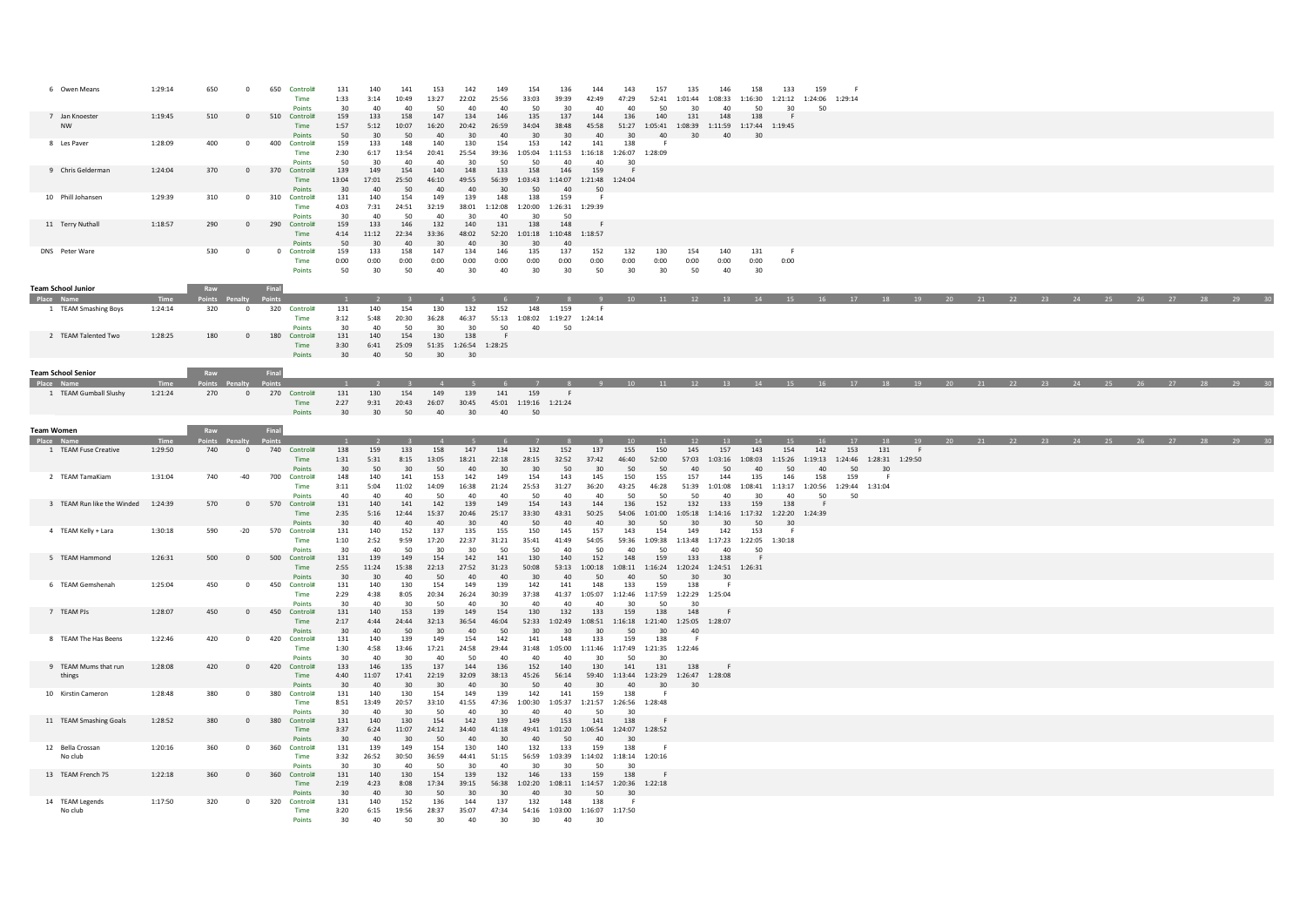| Place | Name | Time | Raw Points | Penalty | Final Points | | 1 | 2 | 3 | 4 | 5 | 6 | 7 | 8 | 9 | 10 | 11 | 12 | 13 | 14 | 15 | 16 | 17 | 18 | 19 | 20 | 21 | 22 | 23 | 24 | 25 | 26 | 27 | 28 | 29 | 30 |
|---|---|---|---|---|---|---|---|---|---|---|---|---|---|---|---|---|---|---|---|---|---|---|---|---|---|---|---|---|---|---|---|---|---|---|---|---|
| 6 | Owen Means | 1:29:14 | 650 | 0 | 650 | Control# | 131 | 140 | 141 | 153 | 142 | 149 | 154 | 136 | 144 | 143 | 157 | 135 | 146 | 158 | 133 | 159 | F | | | | | | | | | | | | | |
| | | | | | | Time | 1:33 | 3:14 | 10:49 | 13:27 | 22:02 | 25:56 | 33:03 | 39:39 | 42:49 | 47:29 | 52:41 | 1:01:44 | 1:08:33 | 1:16:30 | 1:21:12 | 1:24:06 | 1:29:14 | | | | | | | | | | | | | |
| | | | | | | Points | 30 | 40 | 40 | 50 | 40 | 40 | 50 | 30 | 40 | 40 | 50 | 30 | 40 | 50 | 30 | 50 | | | | | | | | | | | | | | |
| 7 | Jan Knoester | 1:19:45 | 510 | 0 | 510 | Control# | 159 | 133 | 158 | 147 | 134 | 146 | 135 | 137 | 144 | 136 | 140 | 131 | 148 | 138 | F | | | | | | | | | | | | | | | |
| | NW | | | | | Time | 1:57 | 5:12 | 10:07 | 16:20 | 20:42 | 26:59 | 34:04 | 38:48 | 45:58 | 51:27 | 1:05:41 | 1:08:39 | 1:11:59 | 1:17:44 | 1:19:45 | | | | | | | | | | | | | | | |
| | | | | | | Points | 50 | 30 | 50 | 40 | 30 | 40 | 30 | 30 | 40 | 30 | 40 | 30 | 40 | 30 | | | | | | | | | | | | | | | | |
| 8 | Les Paver | 1:28:09 | 400 | 0 | 400 | Control# | 159 | 133 | 148 | 140 | 130 | 154 | 153 | 142 | 141 | 138 | F | | | | | | | | | | | | | | | | | | | |
| | | | | | | Time | 2:30 | 6:17 | 13:54 | 20:41 | 25:54 | 39:36 | 1:05:04 | 1:11:53 | 1:16:18 | 1:26:07 | 1:28:09 | | | | | | | | | | | | | | | | | | | |
| | | | | | | Points | 50 | 30 | 40 | 40 | 30 | 50 | 50 | 40 | 40 | 30 | | | | | | | | | | | | | | | | | | | | |
| 9 | Chris Gelderman | 1:24:04 | 370 | 0 | 370 | Control# | 139 | 149 | 154 | 140 | 148 | 133 | 158 | 146 | 159 | F | | | | | | | | | | | | | | | | | | | | |
| | | | | | | Time | 13:04 | 17:01 | 25:50 | 46:10 | 49:55 | 56:39 | 1:03:43 | 1:14:07 | 1:21:48 | 1:24:04 | | | | | | | | | | | | | | | | | | | | |
| | | | | | | Points | 30 | 40 | 50 | 40 | 40 | 30 | 50 | 40 | 50 | | | | | | | | | | | | | | | | | | | | | |
| 10 | Phill Johansen | 1:29:39 | 310 | 0 | 310 | Control# | 131 | 140 | 154 | 149 | 139 | 148 | 138 | 159 | F | | | | | | | | | | | | | | | | | | | | | |
| | | | | | | Time | 4:03 | 7:31 | 24:51 | 32:19 | 38:01 | 1:12:08 | 1:20:00 | 1:26:31 | 1:29:39 | | | | | | | | | | | | | | | | | | | | | |
| | | | | | | Points | 30 | 40 | 50 | 40 | 30 | 40 | 30 | 50 | | | | | | | | | | | | | | | | | | | | | | |
| 11 | Terry Nuthall | 1:18:57 | 290 | 0 | 290 | Control# | 159 | 133 | 146 | 132 | 140 | 131 | 138 | 148 | F | | | | | | | | | | | | | | | | | | | | | |
| | | | | | | Time | 4:14 | 11:12 | 22:34 | 33:36 | 48:02 | 52:20 | 1:01:18 | 1:10:48 | 1:18:57 | | | | | | | | | | | | | | | | | | | | | |
| | | | | | | Points | 50 | 30 | 40 | 30 | 40 | 30 | 30 | 40 | | | | | | | | | | | | | | | | | | | | | | |
| DNS | Peter Ware | | 530 | 0 | 0 | Control# | 159 | 133 | 158 | 147 | 134 | 146 | 135 | 137 | 152 | 132 | 130 | 154 | 140 | 131 | F | | | | | | | | | | | | | | | |
| | | | | | | Time | 0:00 | 0:00 | 0:00 | 0:00 | 0:00 | 0:00 | 0:00 | 0:00 | 0:00 | 0:00 | 0:00 | 0:00 | 0:00 | 0:00 | 0:00 | | | | | | | | | | | | | | | |
| | | | | | | Points | 50 | 30 | 50 | 40 | 30 | 40 | 30 | 30 | 50 | 30 | 30 | 50 | 40 | 30 | | | | | | | | | | | | | | | | |

## Team School Junior

| Place | Name | Time | Raw Points | Penalty | Final Points | | 1 | 2 | 3 | 4 | 5 | 6 | 7 | 8 | 9 | 10 | 11 | 12 | 13 | 14 | 15 | 16 | 17 | 18 | 19 | 20 | 21 | 22 | 23 | 24 | 25 | 26 | 27 | 28 | 29 | 30 |
|---|---|---|---|---|---|---|---|---|---|---|---|---|---|---|---|---|---|---|---|---|---|---|---|---|---|---|---|---|---|---|---|---|---|---|---|---|
| 1 | TEAM Smashing Boys | 1:24:14 | 320 | 0 | 320 | Control# | 131 | 140 | 154 | 130 | 132 | 152 | 148 | 159 | F | | | | | | | | | | | | | | | | | | | | | |
| | | | | | | Time | 3:12 | 5:48 | 20:30 | 36:28 | 46:37 | 55:13 | 1:08:02 | 1:19:27 | 1:24:14 | | | | | | | | | | | | | | | | | | | | | |
| | | | | | | Points | 30 | 40 | 50 | 30 | 30 | 50 | 40 | 50 | | | | | | | | | | | | | | | | | | | | | | |
| 2 | TEAM Talented Two | 1:28:25 | 180 | 0 | 180 | Control# | 131 | 140 | 154 | 130 | 138 | F | | | | | | | | | | | | | | | | | | | | | | | | |
| | | | | | | Time | 3:30 | 6:41 | 25:09 | 51:35 | 1:26:54 | 1:28:25 | | | | | | | | | | | | | | | | | | | | | | | | |
| | | | | | | Points | 30 | 40 | 50 | 30 | 30 | | | | | | | | | | | | | | | | | | | | | | | | | |

## Team School Senior

| Place | Name | Time | Raw Points | Penalty | Final Points | | 1 | 2 | 3 | 4 | 5 | 6 | 7 | 8 | 9 | 10 | 11 | 12 | 13 | 14 | 15 | 16 | 17 | 18 | 19 | 20 | 21 | 22 | 23 | 24 | 25 | 26 | 27 | 28 | 29 | 30 |
|---|---|---|---|---|---|---|---|---|---|---|---|---|---|---|---|---|---|---|---|---|---|---|---|---|---|---|---|---|---|---|---|---|---|---|---|---|
| 1 | TEAM Gumball Slushy | 1:21:24 | 270 | 0 | 270 | Control# | 131 | 130 | 154 | 149 | 139 | 141 | 159 | F | | | | | | | | | | | | | | | | | | | | | | |
| | | | | | | Time | 2:27 | 9:31 | 20:43 | 26:07 | 30:45 | 45:01 | 1:19:16 | 1:21:24 | | | | | | | | | | | | | | | | | | | | | | |
| | | | | | | Points | 30 | 30 | 50 | 40 | 30 | 40 | 50 | | | | | | | | | | | | | | | | | | | | | | | |

## Team Women

| Place | Name | Time | Raw Points | Penalty | Final Points | | 1 | 2 | 3 | 4 | 5 | 6 | 7 | 8 | 9 | 10 | 11 | 12 | 13 | 14 | 15 | 16 | 17 | 18 | 19 | 20 | 21 | 22 | 23 | 24 | 25 | 26 | 27 | 28 | 29 | 30 |
|---|---|---|---|---|---|---|---|---|---|---|---|---|---|---|---|---|---|---|---|---|---|---|---|---|---|---|---|---|---|---|---|---|---|---|---|---|
| 1 | TEAM Fuse Creative | 1:29:50 | 740 | 0 | 740 | Control# | 138 | 159 | 133 | 158 | 147 | 134 | 132 | 152 | 137 | 155 | 150 | 145 | 157 | 143 | 154 | 142 | 153 | 131 | F | | | | | | | | | | | |
| | | | | | | Time | 1:31 | 5:31 | 8:15 | 13:05 | 18:21 | 22:18 | 28:15 | 32:52 | 37:42 | 46:40 | 52:00 | 57:03 | 1:03:16 | 1:08:03 | 1:15:26 | 1:19:13 | 1:24:46 | 1:28:31 | 1:29:50 | | | | | | | | | | | |
| | | | | | | Points | 30 | 50 | 30 | 50 | 40 | 30 | 30 | 50 | 30 | 50 | 50 | 40 | 50 | 40 | 50 | 40 | 50 | 30 | | | | | | | | | | | | |
| 2 | TEAM TamaKiam | 1:31:04 | 740 | -40 | 700 | Control# | 148 | 140 | 141 | 153 | 142 | 149 | 154 | 143 | 145 | 150 | 155 | 157 | 144 | 135 | 146 | 158 | 159 | F | | | | | | | | | | | | |
| | | | | | | Time | 3:11 | 5:04 | 11:02 | 14:09 | 16:38 | 21:24 | 25:53 | 31:27 | 36:20 | 43:25 | 46:28 | 51:39 | 1:01:08 | 1:08:41 | 1:13:17 | 1:20:56 | 1:29:44 | 1:31:04 | | | | | | | | | | | | |
| | | | | | | Points | 40 | 40 | 40 | 50 | 40 | 40 | 50 | 40 | 40 | 50 | 50 | 50 | 40 | 30 | 40 | 50 | 50 | | | | | | | | | | | | | |
| 3 | TEAM Run like the Winded | 1:24:39 | 570 | 0 | 570 | Control# | 131 | 140 | 141 | 142 | 139 | 149 | 154 | 143 | 144 | 136 | 152 | 132 | 133 | 159 | 138 | F | | | | | | | | | | | | | | |
| | | | | | | Time | 2:35 | 5:16 | 12:44 | 15:37 | 20:46 | 25:17 | 33:30 | 43:31 | 50:25 | 54:06 | 1:01:00 | 1:05:18 | 1:14:16 | 1:17:32 | 1:22:20 | 1:24:39 | | | | | | | | | | | | | | |
| | | | | | | Points | 30 | 40 | 40 | 40 | 30 | 40 | 50 | 40 | 40 | 30 | 50 | 30 | 30 | 50 | 30 | | | | | | | | | | | | | | | |
| 4 | TEAM Kelly + Lara | 1:30:18 | 590 | -20 | 570 | Control# | 131 | 140 | 152 | 137 | 135 | 155 | 150 | 145 | 157 | 143 | 154 | 149 | 142 | 153 | F | | | | | | | | | | | | | | | |
| | | | | | | Time | 1:10 | 2:52 | 9:59 | 17:20 | 22:37 | 31:21 | 35:41 | 41:49 | 54:05 | 59:36 | 1:09:38 | 1:13:48 | 1:17:23 | 1:22:05 | 1:30:18 | | | | | | | | | | | | | | | |
| | | | | | | Points | 30 | 40 | 50 | 30 | 30 | 50 | 50 | 40 | 50 | 40 | 50 | 40 | 40 | 50 | | | | | | | | | | | | | | | | |
| 5 | TEAM Hammond | 1:26:31 | 500 | 0 | 500 | Control# | 131 | 139 | 149 | 154 | 142 | 141 | 130 | 140 | 152 | 148 | 159 | 133 | 138 | F | | | | | | | | | | | | | | | | |
| | | | | | | Time | 2:55 | 11:24 | 15:38 | 22:13 | 27:52 | 31:23 | 50:08 | 53:13 | 1:00:18 | 1:08:11 | 1:16:24 | 1:20:24 | 1:24:51 | 1:26:31 | | | | | | | | | | | | | | | | |
| | | | | | | Points | 30 | 30 | 40 | 50 | 40 | 40 | 30 | 40 | 50 | 40 | 50 | 30 | 30 | | | | | | | | | | | | | | | | | |
| 6 | TEAM Gemshenah | 1:25:04 | 450 | 0 | 450 | Control# | 131 | 140 | 130 | 154 | 149 | 139 | 142 | 141 | 148 | 133 | 159 | 138 | F | | | | | | | | | | | | | | | | | |
| | | | | | | Time | 2:29 | 4:38 | 8:05 | 20:34 | 26:24 | 30:39 | 37:38 | 41:37 | 1:05:07 | 1:12:46 | 1:17:59 | 1:22:29 | 1:25:04 | | | | | | | | | | | | | | | | | |
| | | | | | | Points | 30 | 40 | 30 | 50 | 40 | 30 | 40 | 40 | 40 | 30 | 50 | 30 | | | | | | | | | | | | | | | | | | |
| 7 | TEAM PJs | 1:28:07 | 450 | 0 | 450 | Control# | 131 | 140 | 153 | 139 | 149 | 154 | 130 | 132 | 133 | 159 | 138 | 148 | F | | | | | | | | | | | | | | | | | |
| | | | | | | Time | 2:17 | 4:44 | 24:44 | 32:13 | 36:54 | 46:04 | 52:33 | 1:02:49 | 1:08:51 | 1:16:18 | 1:21:40 | 1:25:05 | 1:28:07 | | | | | | | | | | | | | | | | | |
| | | | | | | Points | 30 | 40 | 50 | 30 | 40 | 50 | 30 | 30 | 30 | 50 | 30 | 40 | | | | | | | | | | | | | | | | | | |
| 8 | TEAM The Has Beens | 1:22:46 | 420 | 0 | 420 | Control# | 131 | 140 | 139 | 149 | 154 | 142 | 141 | 148 | 133 | 159 | 138 | F | | | | | | | | | | | | | | | | | | |
| | | | | | | Time | 1:30 | 4:58 | 13:46 | 17:21 | 24:58 | 29:44 | 31:48 | 1:05:00 | 1:11:46 | 1:17:49 | 1:21:35 | 1:22:46 | | | | | | | | | | | | | | | | | | |
| | | | | | | Points | 30 | 40 | 30 | 40 | 50 | 40 | 40 | 40 | 30 | 50 | 30 | | | | | | | | | | | | | | | | | | | |
| 9 | TEAM Mums that run | 1:28:08 | 420 | 0 | 420 | Control# | 133 | 146 | 135 | 137 | 144 | 136 | 152 | 140 | 130 | 141 | 131 | 138 | F | | | | | | | | | | | | | | | | | |
| | things | | | | | Time | 4:40 | 11:07 | 17:41 | 22:19 | 32:09 | 38:13 | 45:26 | 56:14 | 59:40 | 1:13:44 | 1:23:29 | 1:26:47 | 1:28:08 | | | | | | | | | | | | | | | | | |
| | | | | | | Points | 30 | 40 | 30 | 30 | 40 | 30 | 50 | 40 | 30 | 40 | 30 | 30 | | | | | | | | | | | | | | | | | | |
| 10 | Kirstin Cameron | 1:28:48 | 380 | 0 | 380 | Control# | 131 | 140 | 130 | 154 | 149 | 139 | 142 | 141 | 159 | 138 | F | | | | | | | | | | | | | | | | | | | |
| | | | | | | Time | 8:51 | 13:49 | 20:57 | 33:10 | 41:55 | 47:36 | 1:00:30 | 1:05:37 | 1:21:57 | 1:26:56 | 1:28:48 | | | | | | | | | | | | | | | | | | | |
| | | | | | | Points | 30 | 40 | 30 | 50 | 40 | 30 | 40 | 40 | 50 | 30 | | | | | | | | | | | | | | | | | | | | |
| 11 | TEAM Smashing Goals | 1:28:52 | 380 | 0 | 380 | Control# | 131 | 140 | 130 | 154 | 142 | 139 | 149 | 153 | 141 | 138 | F | | | | | | | | | | | | | | | | | | | |
| | | | | | | Time | 3:37 | 6:24 | 11:07 | 24:12 | 34:40 | 41:18 | 49:41 | 1:01:20 | 1:06:54 | 1:24:07 | 1:28:52 | | | | | | | | | | | | | | | | | | | |
| | | | | | | Points | 30 | 40 | 30 | 50 | 40 | 30 | 40 | 50 | 40 | 30 | | | | | | | | | | | | | | | | | | | | |
| 12 | Bella Crossan | 1:20:16 | 360 | 0 | 360 | Control# | 131 | 139 | 149 | 154 | 130 | 140 | 132 | 133 | 159 | 138 | F | | | | | | | | | | | | | | | | | | | |
| | No club | | | | | Time | 3:32 | 26:52 | 30:50 | 36:59 | 44:41 | 51:15 | 56:59 | 1:03:39 | 1:14:02 | 1:18:14 | 1:20:16 | | | | | | | | | | | | | | | | | | | |
| | | | | | | Points | 30 | 30 | 40 | 50 | 30 | 40 | 30 | 30 | 50 | 30 | | | | | | | | | | | | | | | | | | | | |
| 13 | TEAM French 75 | 1:22:18 | 360 | 0 | 360 | Control# | 131 | 140 | 130 | 154 | 139 | 132 | 146 | 133 | 159 | 138 | F | | | | | | | | | | | | | | | | | | | |
| | | | | | | Time | 2:19 | 4:23 | 8:08 | 17:34 | 39:15 | 56:38 | 1:02:20 | 1:08:11 | 1:14:57 | 1:20:36 | 1:22:18 | | | | | | | | | | | | | | | | | | | |
| | | | | | | Points | 30 | 40 | 30 | 50 | 30 | 30 | 40 | 30 | 50 | 30 | | | | | | | | | | | | | | | | | | | | |
| 14 | TEAM Legends | 1:17:50 | 320 | 0 | 320 | Control# | 131 | 140 | 152 | 136 | 144 | 137 | 132 | 148 | 138 | F | | | | | | | | | | | | | | | | | | | | |
| | No club | | | | | Time | 3:20 | 6:15 | 19:56 | 28:37 | 35:07 | 47:34 | 54:16 | 1:03:00 | 1:16:07 | 1:17:50 | | | | | | | | | | | | | | | | | | | | |
| | | | | | | Points | 30 | 40 | 50 | 30 | 40 | 30 | 30 | 40 | 30 | | | | | | | | | | | | | | | | | | | | | |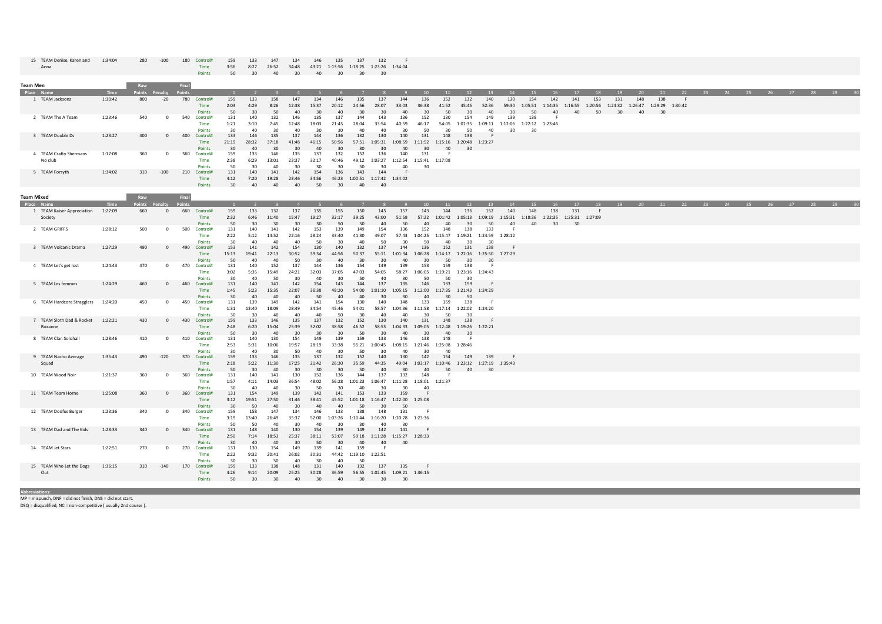| | | | | | | | | | | | | | | | | | | | | | | | | | | | | | | | | | | | | |
|---|---|---|---|---|---|---|---|---|---|---|---|---|---|---|---|---|---|---|---|---|---|---|---|---|---|---|---|---|---|---|---|---|---|---|---|---|
| 15 | TEAM Denise, Karen and Anna | 1:34:04 | 280 | -100 | 180 | Control# | 159 | 133 | 147 | 134 | 146 | 135 | 137 | 132 | F | | | | | | | | | | | | | | | | | | | | | |
| | | | | | | Time | 3:56 | 8:27 | 26:52 | 34:48 | 43:21 | 1:13:56 | 1:18:25 | 1:23:26 | 1:34:04 | | | | | | | | | | | | | | | | | | | | | |
| | | | | | | Points | 50 | 30 | 40 | 30 | 40 | 30 | 30 | 30 | | | | | | | | | | | | | | | | | | | | | | |

**Team Men**

| Place | Name | Time | Raw Points | Penalty | Final Points | | 1 | 2 | 3 | 4 | 5 | 6 | 7 | 8 | 9 | 10 | 11 | 12 | 13 | 14 | 15 | 16 | 17 | 18 | 19 | 20 | 21 | 22 | 23 | 24 | 25 | 26 | 27 | 28 | 29 | 30 |
|---|---|---|---|---|---|---|---|---|---|---|---|---|---|---|---|---|---|---|---|---|---|---|---|---|---|---|---|---|---|---|---|---|---|---|---|---|
| 1 | TEAM Jacksonz | 1:30:42 | 800 | -20 | 780 | Control# | 159 | 133 | 158 | 147 | 134 | 146 | 135 | 137 | 144 | 136 | 152 | 132 | 140 | 130 | 154 | 142 | 141 | 153 | 131 | 148 | 138 | F | | | | | | | | |
| | | | | | | Time | 2:03 | 4:29 | 8:26 | 12:38 | 15:37 | 20:12 | 24:56 | 28:07 | 33:03 | 36:38 | 41:52 | 45:45 | 52:36 | 59:30 | 1:05:51 | 1:14:35 | 1:16:55 | 1:20:56 | 1:24:32 | 1:26:47 | 1:29:29 | 1:30:42 | | | | | | | | |
| | | | | | | Points | 50 | 30 | 30 | 40 | 30 | 40 | 30 | 30 | 40 | 30 | 50 | 30 | 40 | 30 | 50 | 40 | 40 | 50 | 30 | 40 | 30 | | | | | | | | | |
| 2 | TEAM The A Team | 1:23:46 | 540 | 0 | 540 | Control# | 131 | 140 | 132 | 146 | 135 | 137 | 144 | 143 | 136 | 152 | 130 | 154 | 149 | 139 | 138 | F | | | | | | | | | | | | | | |
| | | | | | | Time | 1:21 | 3:10 | 7:45 | 12:48 | 18:03 | 21:45 | 28:04 | 33:54 | 40:59 | 46:17 | 54:05 | 1:01:35 | 1:09:11 | 1:12:06 | 1:22:12 | 1:23:46 | | | | | | | | | | | | | | |
| | | | | | | Points | 30 | 40 | 50 | 40 | 30 | 30 | 40 | 40 | 30 | 50 | 30 | 50 | 40 | 30 | 30 | | | | | | | | | | | | | | | |
| 3 | TEAM Double Ds | 1:23:27 | 400 | 0 | 400 | Control# | 133 | 146 | 135 | 137 | 144 | 136 | 132 | 130 | 140 | 131 | 148 | 138 | F | | | | | | | | | | | | | | | | | |
| | | | | | | Time | 21:19 | 28:32 | 37:18 | 41:48 | 46:15 | 50:56 | 57:51 | 1:05:31 | 1:08:59 | 1:11:52 | 1:15:16 | 1:20:48 | 1:23:27 | | | | | | | | | | | | | | | | | |
| | | | | | | Points | 30 | 40 | 30 | 30 | 40 | 30 | 30 | 30 | 40 | 30 | 40 | 30 | | | | | | | | | | | | | | | | | | |
| 4 | TEAM Crafty Shermans No club | 1:17:08 | 360 | 0 | 360 | Control# | 159 | 133 | 146 | 135 | 137 | 132 | 152 | 136 | 140 | 131 | F | | | | | | | | | | | | | | | | | | | |
| | | | | | | Time | 2:38 | 6:29 | 13:01 | 23:37 | 32:17 | 40:46 | 49:12 | 1:03:27 | 1:12:54 | 1:15:41 | 1:17:08 | | | | | | | | | | | | | | | | | | | |
| | | | | | | Points | 50 | 30 | 40 | 30 | 30 | 30 | 50 | 30 | 40 | 30 | | | | | | | | | | | | | | | | | | | | |
| 5 | TEAM Forsyth | 1:34:02 | 310 | -100 | 210 | Control# | 131 | 140 | 141 | 142 | 154 | 136 | 143 | 144 | F | | | | | | | | | | | | | | | | | | | | | |
| | | | | | | Time | 4:12 | 7:20 | 19:28 | 23:46 | 34:56 | 46:23 | 1:00:51 | 1:17:42 | 1:34:02 | | | | | | | | | | | | | | | | | | | | | |
| | | | | | | Points | 30 | 40 | 40 | 40 | 50 | 30 | 40 | 40 | | | | | | | | | | | | | | | | | | | | | | |

**Team Mixed**

| Place | Name | Time | Raw Points | Penalty | Final Points | | 1 | 2 | 3 | 4 | 5 | 6 | 7 | 8 | 9 | 10 | 11 | 12 | 13 | 14 | 15 | 16 | 17 | 18 | 19 | 20 | 21 | 22 | 23 | 24 | 25 | 26 | 27 | 28 | 29 | 30 |
|---|---|---|---|---|---|---|---|---|---|---|---|---|---|---|---|---|---|---|---|---|---|---|---|---|---|---|---|---|---|---|---|---|---|---|---|---|
| 1 | TEAM Kaiser Appreciation Society | 1:27:09 | 660 | 0 | 660 | Control# | 159 | 133 | 132 | 137 | 135 | 155 | 150 | 145 | 157 | 143 | 144 | 136 | 152 | 140 | 148 | 138 | 131 | F | | | | | | | | | | | | |
| | | | | | | Time | 2:32 | 6:46 | 11:40 | 15:47 | 19:27 | 32:17 | 39:25 | 43:00 | 51:58 | 57:22 | 1:01:42 | 1:05:13 | 1:09:19 | 1:15:31 | 1:18:36 | 1:22:35 | 1:25:31 | 1:27:09 | | | | | | | | | | | | |
| | | | | | | Points | 50 | 30 | 30 | 30 | 30 | 50 | 50 | 40 | 50 | 40 | 40 | 30 | 50 | 40 | 40 | 30 | 30 | | | | | | | | | | | | | |
| 2 | TEAM GRIFFS | 1:28:12 | 500 | 0 | 500 | Control# | 131 | 140 | 141 | 142 | 153 | 139 | 149 | 154 | 136 | 152 | 148 | 138 | 133 | F | | | | | | | | | | | | | | | | |
| | | | | | | Time | 2:22 | 5:12 | 14:52 | 22:16 | 28:24 | 33:40 | 41:30 | 49:07 | 57:43 | 1:04:25 | 1:15:47 | 1:19:21 | 1:24:59 | 1:28:12 | | | | | | | | | | | | | | | | |
| | | | | | | Points | 30 | 40 | 40 | 40 | 50 | 30 | 40 | 50 | 30 | 50 | 40 | 30 | 30 | | | | | | | | | | | | | | | | | |
| 3 | TEAM Volcanic Drama | 1:27:29 | 490 | 0 | 490 | Control# | 153 | 141 | 142 | 154 | 130 | 140 | 132 | 137 | 144 | 136 | 152 | 131 | 138 | F | | | | | | | | | | | | | | | | |
| | | | | | | Time | 15:13 | 19:41 | 22:13 | 30:52 | 39:34 | 44:56 | 50:37 | 55:11 | 1:01:34 | 1:06:28 | 1:14:17 | 1:22:16 | 1:25:50 | 1:27:29 | | | | | | | | | | | | | | | | |
| | | | | | | Points | 50 | 40 | 40 | 50 | 30 | 40 | 30 | 30 | 40 | 30 | 50 | 30 | 30 | | | | | | | | | | | | | | | | | |
| 4 | TEAM Let's get lost | 1:24:43 | 470 | 0 | 470 | Control# | 131 | 140 | 152 | 137 | 144 | 136 | 154 | 149 | 139 | 153 | 159 | 138 | F | | | | | | | | | | | | | | | | | |
| | | | | | | Time | 3:02 | 5:35 | 15:49 | 24:21 | 32:03 | 37:05 | 47:03 | 54:05 | 58:27 | 1:06:05 | 1:19:21 | 1:23:16 | 1:24:43 | | | | | | | | | | | | | | | | | |
| | | | | | | Points | 30 | 40 | 50 | 30 | 40 | 30 | 50 | 40 | 30 | 50 | 50 | 30 | | | | | | | | | | | | | | | | | | |
| 5 | TEAM Les femmes | 1:24:29 | 460 | 0 | 460 | Control# | 131 | 140 | 141 | 142 | 154 | 143 | 144 | 137 | 135 | 146 | 133 | 159 | F | | | | | | | | | | | | | | | | | |
| | | | | | | Time | 1:45 | 5:23 | 15:35 | 22:07 | 36:38 | 48:20 | 54:00 | 1:01:10 | 1:05:15 | 1:12:00 | 1:17:35 | 1:21:43 | 1:24:29 | | | | | | | | | | | | | | | | | |
| | | | | | | Points | 30 | 40 | 40 | 40 | 50 | 40 | 40 | 30 | 30 | 40 | 30 | 50 | | | | | | | | | | | | | | | | | | |
| 6 | TEAM Hardcore Stragglers | 1:24:20 | 450 | 0 | 450 | Control# | 131 | 139 | 149 | 142 | 141 | 154 | 130 | 140 | 148 | 133 | 159 | 138 | F | | | | | | | | | | | | | | | | | |
| | | | | | | Time | 1:31 | 13:40 | 18:09 | 28:49 | 34:54 | 45:46 | 54:01 | 58:57 | 1:04:36 | 1:11:58 | 1:17:14 | 1:22:02 | 1:24:20 | | | | | | | | | | | | | | | | | |
| | | | | | | Points | 30 | 30 | 40 | 40 | 40 | 50 | 30 | 40 | 40 | 30 | 50 | 30 | | | | | | | | | | | | | | | | | | |
| 7 | TEAM Sloth Dad & Rocket Roxanne | 1:22:21 | 430 | 0 | 430 | Control# | 159 | 133 | 146 | 135 | 137 | 132 | 152 | 130 | 140 | 131 | 148 | 138 | F | | | | | | | | | | | | | | | | | |
| | | | | | | Time | 2:48 | 6:20 | 15:04 | 25:39 | 32:02 | 38:58 | 46:52 | 58:53 | 1:04:33 | 1:09:05 | 1:12:48 | 1:19:26 | 1:22:21 | | | | | | | | | | | | | | | | | |
| | | | | | | Points | 50 | 30 | 40 | 30 | 30 | 30 | 50 | 30 | 40 | 30 | 40 | 30 | | | | | | | | | | | | | | | | | | |
| 8 | TEAM Clan Solohall | 1:28:46 | 410 | 0 | 410 | Control# | 131 | 140 | 130 | 154 | 149 | 139 | 159 | 133 | 146 | 138 | 148 | F | | | | | | | | | | | | | | | | | | |
| | | | | | | Time | 2:53 | 5:31 | 10:06 | 19:57 | 28:19 | 33:38 | 55:21 | 1:00:45 | 1:08:15 | 1:21:46 | 1:25:08 | 1:28:46 | | | | | | | | | | | | | | | | | | |
| | | | | | | Points | 30 | 40 | 30 | 50 | 40 | 30 | 50 | 30 | 40 | 30 | 40 | | | | | | | | | | | | | | | | | | | |
| 9 | TEAM Nacho Average Squad | 1:35:43 | 490 | -120 | 370 | Control# | 159 | 133 | 146 | 135 | 137 | 132 | 152 | 140 | 130 | 142 | 154 | 149 | 139 | F | | | | | | | | | | | | | | | | |
| | | | | | | Time | 2:18 | 5:22 | 11:30 | 17:25 | 21:42 | 26:30 | 35:59 | 44:35 | 49:04 | 1:03:17 | 1:10:46 | 1:23:12 | 1:27:19 | 1:35:43 | | | | | | | | | | | | | | | | |
| | | | | | | Points | 50 | 30 | 40 | 30 | 30 | 30 | 50 | 40 | 30 | 40 | 50 | 40 | 30 | | | | | | | | | | | | | | | | | |
| 10 | TEAM Wood Noir | 1:21:37 | 360 | 0 | 360 | Control# | 131 | 140 | 141 | 130 | 152 | 136 | 144 | 137 | 132 | 148 | F | | | | | | | | | | | | | | | | | | | |
| | | | | | | Time | 1:57 | 4:11 | 14:03 | 36:54 | 48:02 | 56:28 | 1:01:23 | 1:06:47 | 1:11:28 | 1:18:01 | 1:21:37 | | | | | | | | | | | | | | | | | | | |
| | | | | | | Points | 30 | 40 | 40 | 30 | 50 | 30 | 40 | 30 | 30 | 40 | | | | | | | | | | | | | | | | | | | | |
| 11 | TEAM Team Horne | 1:25:08 | 360 | 0 | 360 | Control# | 131 | 154 | 149 | 139 | 142 | 141 | 153 | 133 | 159 | F | | | | | | | | | | | | | | | | | | | | |
| | | | | | | Time | 3:12 | 19:51 | 27:50 | 31:46 | 38:41 | 45:52 | 1:01:18 | 1:16:47 | 1:22:00 | 1:25:08 | | | | | | | | | | | | | | | | | | | | |
| | | | | | | Points | 30 | 50 | 40 | 30 | 40 | 40 | 50 | 30 | 50 | | | | | | | | | | | | | | | | | | | | | |
| 12 | TEAM Doofus Burger | 1:23:36 | 340 | 0 | 340 | Control# | 159 | 158 | 147 | 134 | 146 | 133 | 138 | 148 | 131 | F | | | | | | | | | | | | | | | | | | | | |
| | | | | | | Time | 3:19 | 13:40 | 26:49 | 35:37 | 52:00 | 1:03:26 | 1:10:44 | 1:16:20 | 1:20:28 | 1:23:36 | | | | | | | | | | | | | | | | | | | | |
| | | | | | | Points | 50 | 50 | 40 | 30 | 40 | 30 | 30 | 40 | 30 | | | | | | | | | | | | | | | | | | | | | |
| 13 | TEAM Dad and The Kids | 1:28:33 | 340 | 0 | 340 | Control# | 131 | 148 | 140 | 130 | 154 | 139 | 149 | 142 | 141 | F | | | | | | | | | | | | | | | | | | | | |
| | | | | | | Time | 2:50 | 7:14 | 18:53 | 25:37 | 38:11 | 53:07 | 59:18 | 1:11:28 | 1:15:27 | 1:28:33 | | | | | | | | | | | | | | | | | | | | |
| | | | | | | Points | 30 | 40 | 40 | 30 | 50 | 30 | 40 | 40 | 40 | | | | | | | | | | | | | | | | | | | | | |
| 14 | TEAM Jet Stars | 1:22:51 | 270 | 0 | 270 | Control# | 131 | 130 | 154 | 149 | 139 | 141 | 159 | F | | | | | | | | | | | | | | | | | | | | | | |
| | | | | | | Time | 2:22 | 9:32 | 20:41 | 26:02 | 30:31 | 44:42 | 1:19:10 | 1:22:51 | | | | | | | | | | | | | | | | | | | | | | |
| | | | | | | Points | 30 | 30 | 50 | 40 | 30 | 40 | 50 | | | | | | | | | | | | | | | | | | | | | | | |
| 15 | TEAM Who Let the Dogs Out | 1:36:15 | 310 | -140 | 170 | Control# | 159 | 133 | 138 | 148 | 131 | 140 | 132 | 137 | 135 | F | | | | | | | | | | | | | | | | | | | | |
| | | | | | | Time | 4:26 | 9:14 | 20:09 | 25:25 | 30:28 | 36:59 | 56:55 | 1:02:45 | 1:09:21 | 1:36:15 | | | | | | | | | | | | | | | | | | | | |
| | | | | | | Points | 50 | 30 | 30 | 40 | 30 | 40 | 30 | 30 | 30 | | | | | | | | | | | | | | | | | | | | | |

**Abbreviations:**

MP = mispunch, DNF = did not finish, DNS = did not start.

DSQ = disqualified, NC = non-competitive ( usually 2nd course ).